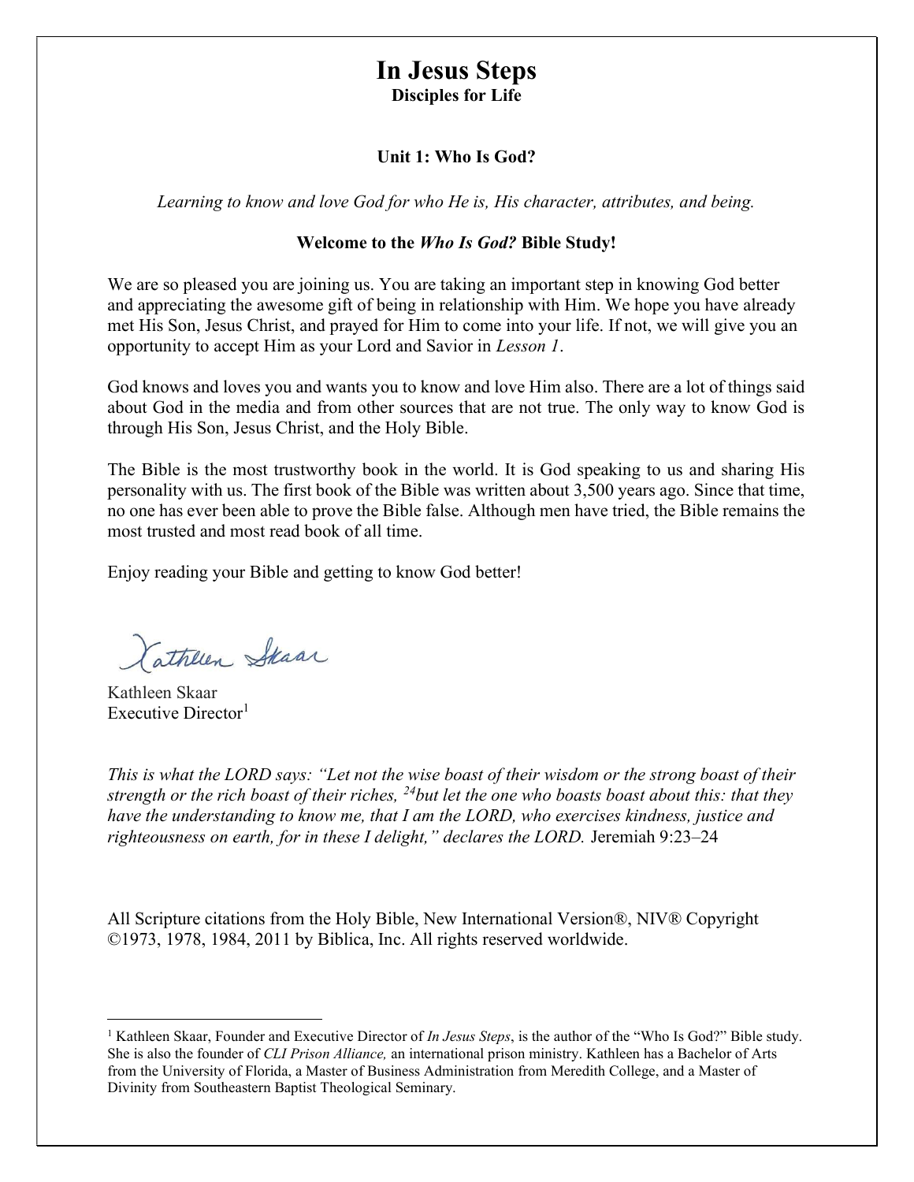# In Jesus Steps

**Disciples for Life**

### Unit 1: Who Is God?

*Learning to know and love God for who He is, His character, attributes, and being.*

### Welcome to the *Who Is God?* Bible Study!

We are so pleased you are joining us. You are taking an important step in knowing God better and appreciating the awesome gift of being in relationship with Him. We hope you have already met His Son, Jesus Christ, and prayed for Him to come into your life. If not, we will give you an opportunity to accept Him as your Lord and Savior in *Lesson 1*.

God knows and loves you and wants you to know and love Him also. There are a lot of things said about God in the media and from other sources that are not true. The only way to know God is through His Son, Jesus Christ, and the Holy Bible.

The Bible is the most trustworthy book in the world. It is God speaking to us and sharing His personality with us. The first book of the Bible was written about 3,500 years ago. Since that time, no one has ever been able to prove the Bible false. Although men have tried, the Bible remains the most trusted and most read book of all time.

Enjoy reading your Bible and getting to know God better!

Kathleen Skaar

Kathleen Skaar
Executive Director[1]

*This is what the LORD says: "Let not the wise boast of their wisdom or the strong boast of their strength or the rich boast of their riches, [24]but let the one who boasts boast about this: that they have the understanding to know me, that I am the LORD, who exercises kindness, justice and righteousness on earth, for in these I delight," declares the LORD.* Jeremiah 9:23–24

All Scripture citations from the Holy Bible, New International Version®, NIV® Copyright ©1973, 1978, 1984, 2011 by Biblica, Inc. All rights reserved worldwide.

---

[1] Kathleen Skaar, Founder and Executive Director of *In Jesus Steps*, is the author of the "Who Is God?" Bible study. She is also the founder of *CLI Prison Alliance,* an international prison ministry. Kathleen has a Bachelor of Arts from the University of Florida, a Master of Business Administration from Meredith College, and a Master of Divinity from Southeastern Baptist Theological Seminary.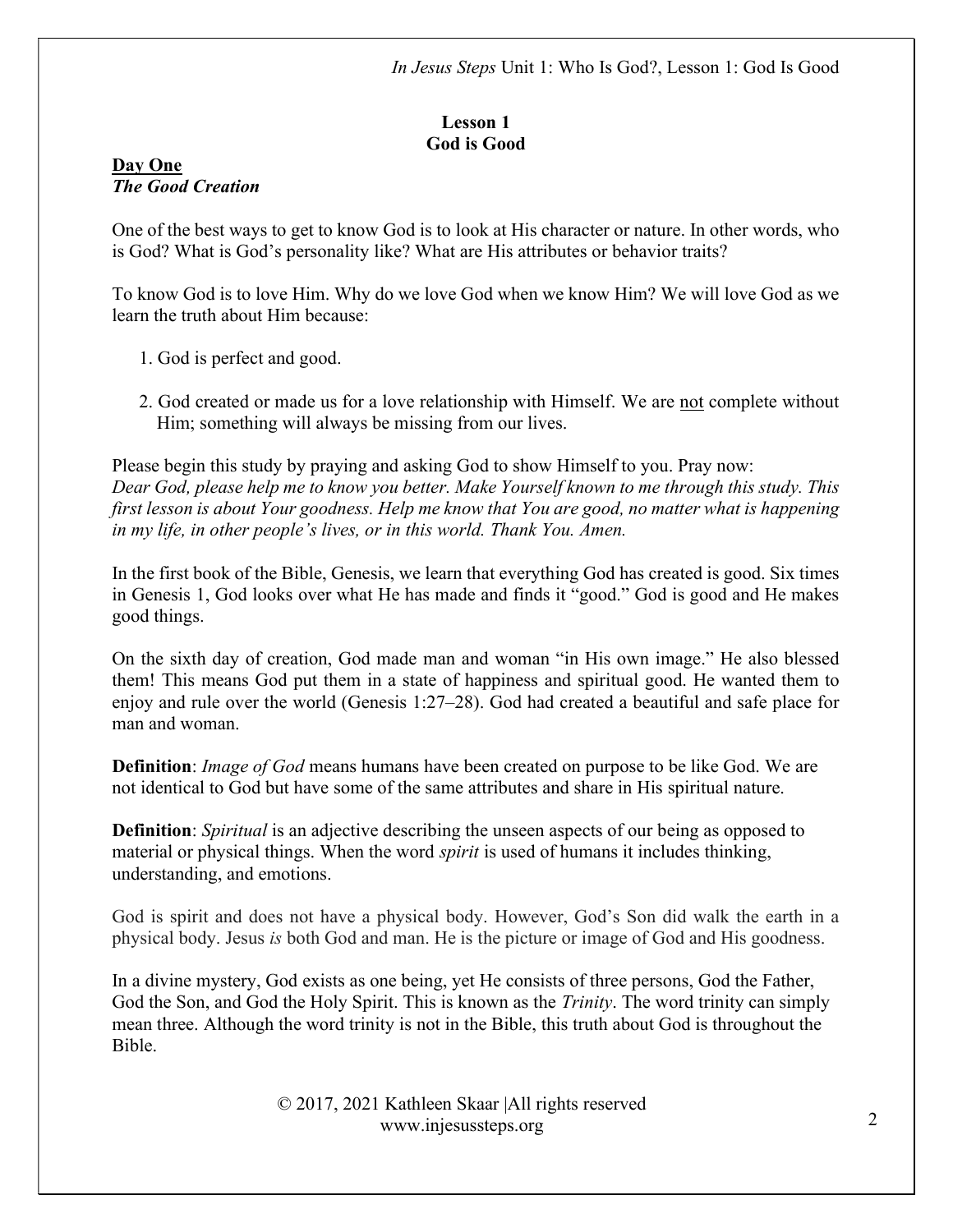# Lesson 1
# God is Good

## Day One
### *The Good Creation*

One of the best ways to get to know God is to look at His character or nature. In other words, who is God? What is God's personality like? What are His attributes or behavior traits?

To know God is to love Him. Why do we love God when we know Him? We will love God as we learn the truth about Him because:

1. God is perfect and good.

2. God created or made us for a love relationship with Himself. We are <u>not</u> complete without Him; something will always be missing from our lives.

Please begin this study by praying and asking God to show Himself to you. Pray now:
*Dear God, please help me to know you better. Make Yourself known to me through this study. This first lesson is about Your goodness. Help me know that You are good, no matter what is happening in my life, in other people's lives, or in this world. Thank You. Amen.*

In the first book of the Bible, Genesis, we learn that everything God has created is good. Six times in Genesis 1, God looks over what He has made and finds it "good." God is good and He makes good things.

On the sixth day of creation, God made man and woman "in His own image." He also blessed them! This means God put them in a state of happiness and spiritual good. He wanted them to enjoy and rule over the world (Genesis 1:27–28). God had created a beautiful and safe place for man and woman.

**Definition**: *Image of God* means humans have been created on purpose to be like God. We are not identical to God but have some of the same attributes and share in His spiritual nature.

**Definition**: *Spiritual* is an adjective describing the unseen aspects of our being as opposed to material or physical things. When the word *spirit* is used of humans it includes thinking, understanding, and emotions.

God is spirit and does not have a physical body. However, God's Son did walk the earth in a physical body. Jesus *is* both God and man. He is the picture or image of God and His goodness.

In a divine mystery, God exists as one being, yet He consists of three persons, God the Father, God the Son, and God the Holy Spirit. This is known as the *Trinity*. The word trinity can simply mean three. Although the word trinity is not in the Bible, this truth about God is throughout the Bible.

© 2017, 2021 Kathleen Skaar |All rights reserved
www.injesussteps.org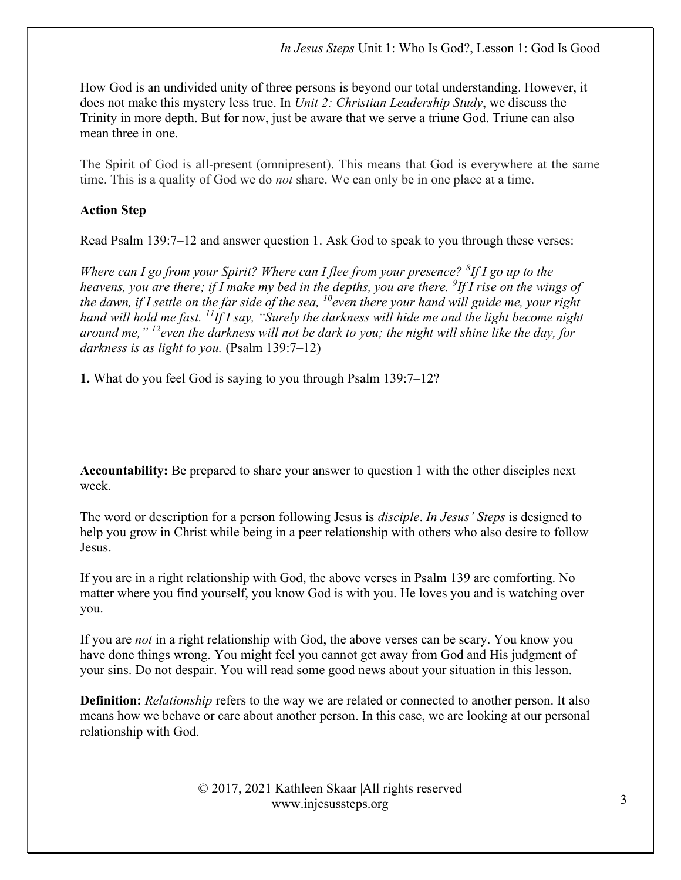How God is an undivided unity of three persons is beyond our total understanding. However, it does not make this mystery less true. In *Unit 2: Christian Leadership Study*, we discuss the Trinity in more depth. But for now, just be aware that we serve a triune God. Triune can also mean three in one.

The Spirit of God is all-present (omnipresent). This means that God is everywhere at the same time. This is a quality of God we do *not* share. We can only be in one place at a time.

**Action Step**

Read Psalm 139:7–12 and answer question 1. Ask God to speak to you through these verses:

*Where can I go from your Spirit? Where can I flee from your presence? [8]If I go up to the heavens, you are there; if I make my bed in the depths, you are there. [9]If I rise on the wings of the dawn, if I settle on the far side of the sea, [10]even there your hand will guide me, your right hand will hold me fast. [11]If I say, "Surely the darkness will hide me and the light become night around me," [12]even the darkness will not be dark to you; the night will shine like the day, for darkness is as light to you.* (Psalm 139:7–12)

**1.** What do you feel God is saying to you through Psalm 139:7–12?

**Accountability:** Be prepared to share your answer to question 1 with the other disciples next week.

The word or description for a person following Jesus is *disciple*. *In Jesus' Steps* is designed to help you grow in Christ while being in a peer relationship with others who also desire to follow Jesus.

If you are in a right relationship with God, the above verses in Psalm 139 are comforting. No matter where you find yourself, you know God is with you. He loves you and is watching over you.

If you are *not* in a right relationship with God, the above verses can be scary. You know you have done things wrong. You might feel you cannot get away from God and His judgment of your sins. Do not despair. You will read some good news about your situation in this lesson.

**Definition:** *Relationship* refers to the way we are related or connected to another person. It also means how we behave or care about another person. In this case, we are looking at our personal relationship with God.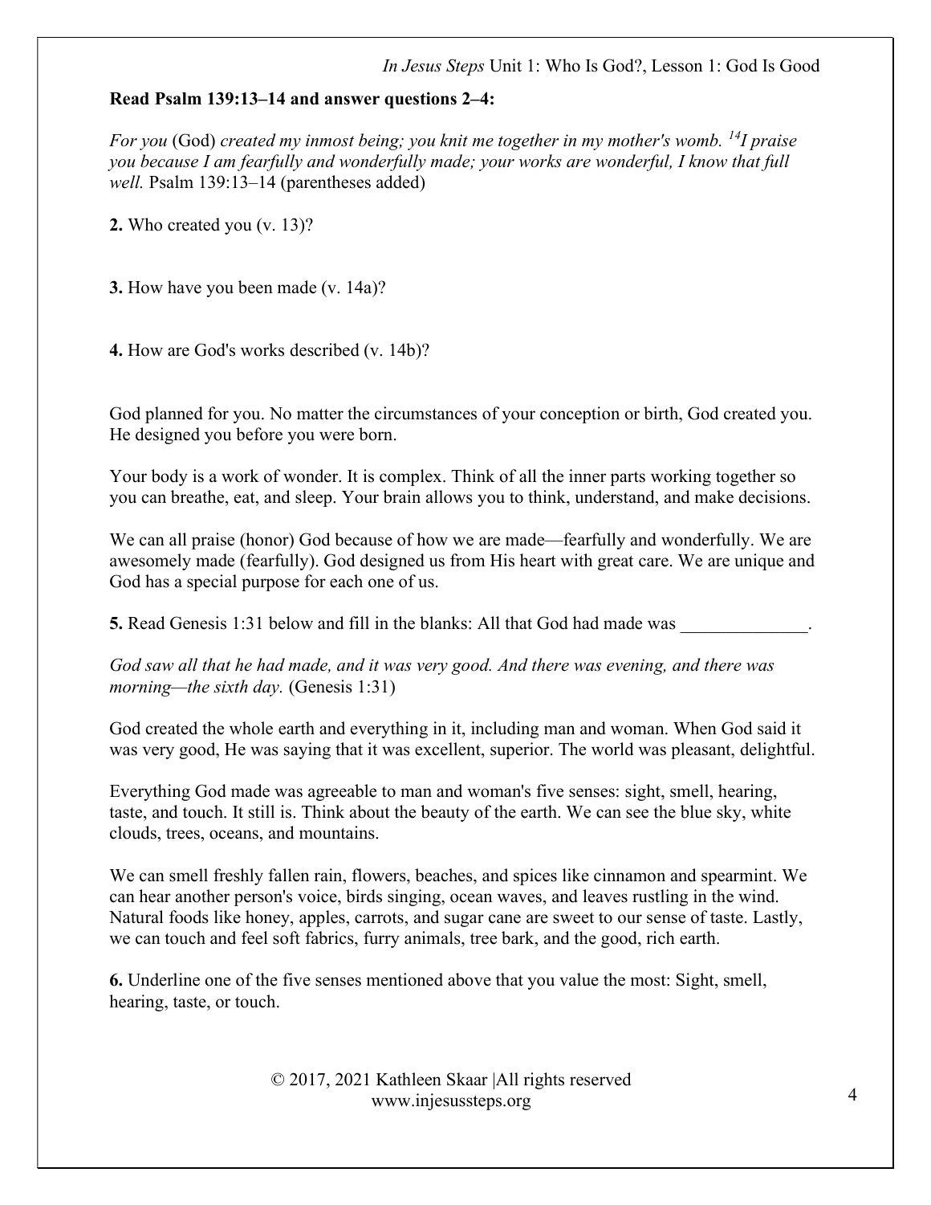**Read Psalm 139:13–14 and answer questions 2–4:**

*For you* (God) *created my inmost being; you knit me together in my mother's womb.* [14]*I praise you because I am fearfully and wonderfully made; your works are wonderful, I know that full well.* Psalm 139:13–14 (parentheses added)

**2.** Who created you (v. 13)?

**3.** How have you been made (v. 14a)?

**4.** How are God's works described (v. 14b)?

God planned for you. No matter the circumstances of your conception or birth, God created you. He designed you before you were born.

Your body is a work of wonder. It is complex. Think of all the inner parts working together so you can breathe, eat, and sleep. Your brain allows you to think, understand, and make decisions.

We can all praise (honor) God because of how we are made—fearfully and wonderfully. We are awesomely made (fearfully). God designed us from His heart with great care. We are unique and God has a special purpose for each one of us.

**5.** Read Genesis 1:31 below and fill in the blanks: All that God had made was ______________.

*God saw all that he had made, and it was very good. And there was evening, and there was morning—the sixth day.* (Genesis 1:31)

God created the whole earth and everything in it, including man and woman. When God said it was very good, He was saying that it was excellent, superior. The world was pleasant, delightful.

Everything God made was agreeable to man and woman's five senses: sight, smell, hearing, taste, and touch. It still is. Think about the beauty of the earth. We can see the blue sky, white clouds, trees, oceans, and mountains.

We can smell freshly fallen rain, flowers, beaches, and spices like cinnamon and spearmint. We can hear another person's voice, birds singing, ocean waves, and leaves rustling in the wind. Natural foods like honey, apples, carrots, and sugar cane are sweet to our sense of taste. Lastly, we can touch and feel soft fabrics, furry animals, tree bark, and the good, rich earth.

**6.** Underline one of the five senses mentioned above that you value the most: Sight, smell, hearing, taste, or touch.

© 2017, 2021 Kathleen Skaar |All rights reserved
www.injesussteps.org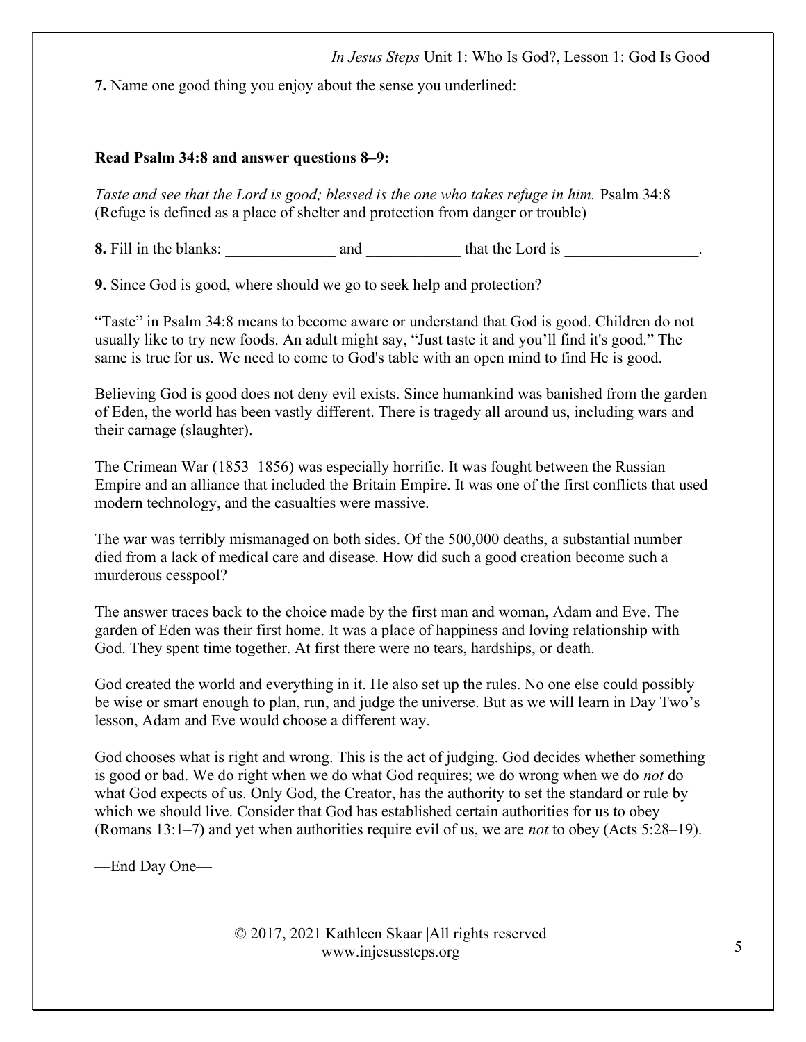**7.** Name one good thing you enjoy about the sense you underlined:

**Read Psalm 34:8 and answer questions 8–9:**

*Taste and see that the Lord is good; blessed is the one who takes refuge in him.* Psalm 34:8 (Refuge is defined as a place of shelter and protection from danger or trouble)

**8.** Fill in the blanks: ______________ and ____________ that the Lord is _________________.

**9.** Since God is good, where should we go to seek help and protection?

"Taste" in Psalm 34:8 means to become aware or understand that God is good. Children do not usually like to try new foods. An adult might say, "Just taste it and you'll find it's good." The same is true for us. We need to come to God's table with an open mind to find He is good.

Believing God is good does not deny evil exists. Since humankind was banished from the garden of Eden, the world has been vastly different. There is tragedy all around us, including wars and their carnage (slaughter).

The Crimean War (1853–1856) was especially horrific. It was fought between the Russian Empire and an alliance that included the Britain Empire. It was one of the first conflicts that used modern technology, and the casualties were massive.

The war was terribly mismanaged on both sides. Of the 500,000 deaths, a substantial number died from a lack of medical care and disease. How did such a good creation become such a murderous cesspool?

The answer traces back to the choice made by the first man and woman, Adam and Eve. The garden of Eden was their first home. It was a place of happiness and loving relationship with God. They spent time together. At first there were no tears, hardships, or death.

God created the world and everything in it. He also set up the rules. No one else could possibly be wise or smart enough to plan, run, and judge the universe. But as we will learn in Day Two's lesson, Adam and Eve would choose a different way.

God chooses what is right and wrong. This is the act of judging. God decides whether something is good or bad. We do right when we do what God requires; we do wrong when we do *not* do what God expects of us. Only God, the Creator, has the authority to set the standard or rule by which we should live. Consider that God has established certain authorities for us to obey (Romans 13:1–7) and yet when authorities require evil of us, we are *not* to obey (Acts 5:28–19).

—End Day One—

© 2017, 2021 Kathleen Skaar |All rights reserved
www.injesussteps.org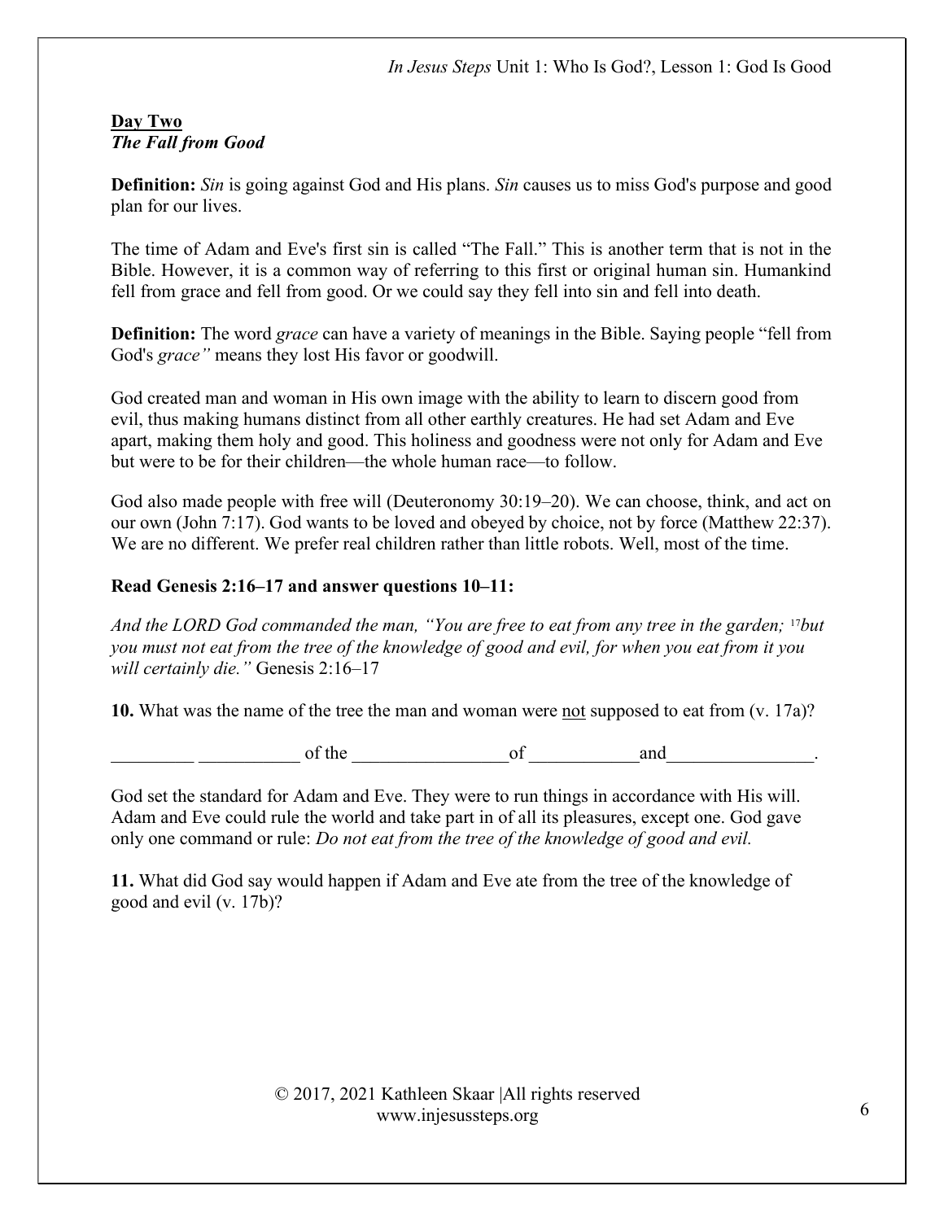**Day Two**
***The Fall from Good***

**Definition:** *Sin* is going against God and His plans. *Sin* causes us to miss God's purpose and good plan for our lives.

The time of Adam and Eve's first sin is called "The Fall." This is another term that is not in the Bible. However, it is a common way of referring to this first or original human sin. Humankind fell from grace and fell from good. Or we could say they fell into sin and fell into death.

**Definition:** The word *grace* can have a variety of meanings in the Bible. Saying people "fell from God's *grace"* means they lost His favor or goodwill.

God created man and woman in His own image with the ability to learn to discern good from evil, thus making humans distinct from all other earthly creatures. He had set Adam and Eve apart, making them holy and good. This holiness and goodness were not only for Adam and Eve but were to be for their children—the whole human race—to follow.

God also made people with free will (Deuteronomy 30:19–20). We can choose, think, and act on our own (John 7:17). God wants to be loved and obeyed by choice, not by force (Matthew 22:37). We are no different. We prefer real children rather than little robots. Well, most of the time.

**Read Genesis 2:16–17 and answer questions 10–11:**

*And the LORD God commanded the man, "You are free to eat from any tree in the garden;* [17]*but you must not eat from the tree of the knowledge of good and evil, for when you eat from it you will certainly die."* Genesis 2:16–17

**10.** What was the name of the tree the man and woman were not supposed to eat from (v. 17a)?

_________ __________ of the ________________of ___________and_______________.

God set the standard for Adam and Eve. They were to run things in accordance with His will. Adam and Eve could rule the world and take part in of all its pleasures, except one. God gave only one command or rule: *Do not eat from the tree of the knowledge of good and evil.*

**11.** What did God say would happen if Adam and Eve ate from the tree of the knowledge of good and evil (v. 17b)?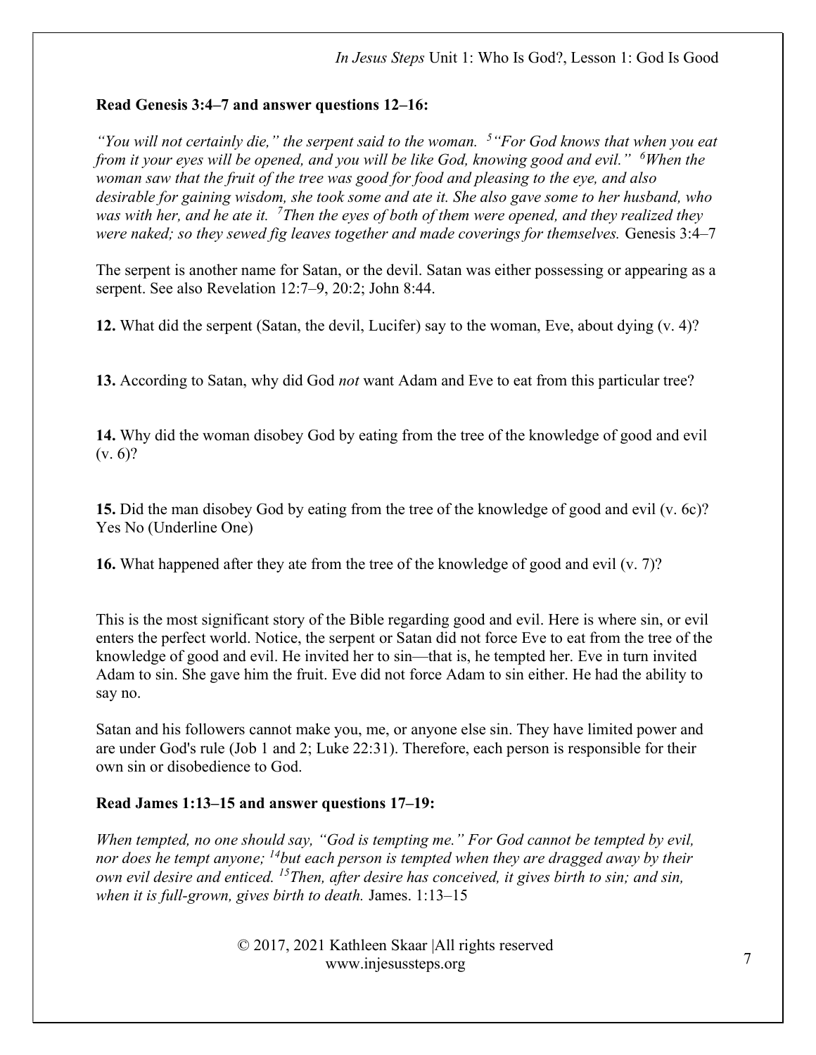**Read Genesis 3:4–7 and answer questions 12–16:**

*"You will not certainly die," the serpent said to the woman.* [5]*"For God knows that when you eat from it your eyes will be opened, and you will be like God, knowing good and evil."* [6]*When the woman saw that the fruit of the tree was good for food and pleasing to the eye, and also desirable for gaining wisdom, she took some and ate it. She also gave some to her husband, who was with her, and he ate it.* [7]*Then the eyes of both of them were opened, and they realized they were naked; so they sewed fig leaves together and made coverings for themselves.* Genesis 3:4–7

The serpent is another name for Satan, or the devil. Satan was either possessing or appearing as a serpent. See also Revelation 12:7–9, 20:2; John 8:44.

**12.** What did the serpent (Satan, the devil, Lucifer) say to the woman, Eve, about dying (v. 4)?

**13.** According to Satan, why did God *not* want Adam and Eve to eat from this particular tree?

**14.** Why did the woman disobey God by eating from the tree of the knowledge of good and evil (v. 6)?

**15.** Did the man disobey God by eating from the tree of the knowledge of good and evil (v. 6c)? Yes No (Underline One)

**16.** What happened after they ate from the tree of the knowledge of good and evil (v. 7)?

This is the most significant story of the Bible regarding good and evil. Here is where sin, or evil enters the perfect world. Notice, the serpent or Satan did not force Eve to eat from the tree of the knowledge of good and evil. He invited her to sin—that is, he tempted her. Eve in turn invited Adam to sin. She gave him the fruit. Eve did not force Adam to sin either. He had the ability to say no.

Satan and his followers cannot make you, me, or anyone else sin. They have limited power and are under God's rule (Job 1 and 2; Luke 22:31). Therefore, each person is responsible for their own sin or disobedience to God.

**Read James 1:13–15 and answer questions 17–19:**

*When tempted, no one should say, "God is tempting me." For God cannot be tempted by evil, nor does he tempt anyone;* [14]*but each person is tempted when they are dragged away by their own evil desire and enticed.* [15]*Then, after desire has conceived, it gives birth to sin; and sin, when it is full-grown, gives birth to death.* James. 1:13–15

© 2017, 2021 Kathleen Skaar |All rights reserved
www.injesussteps.org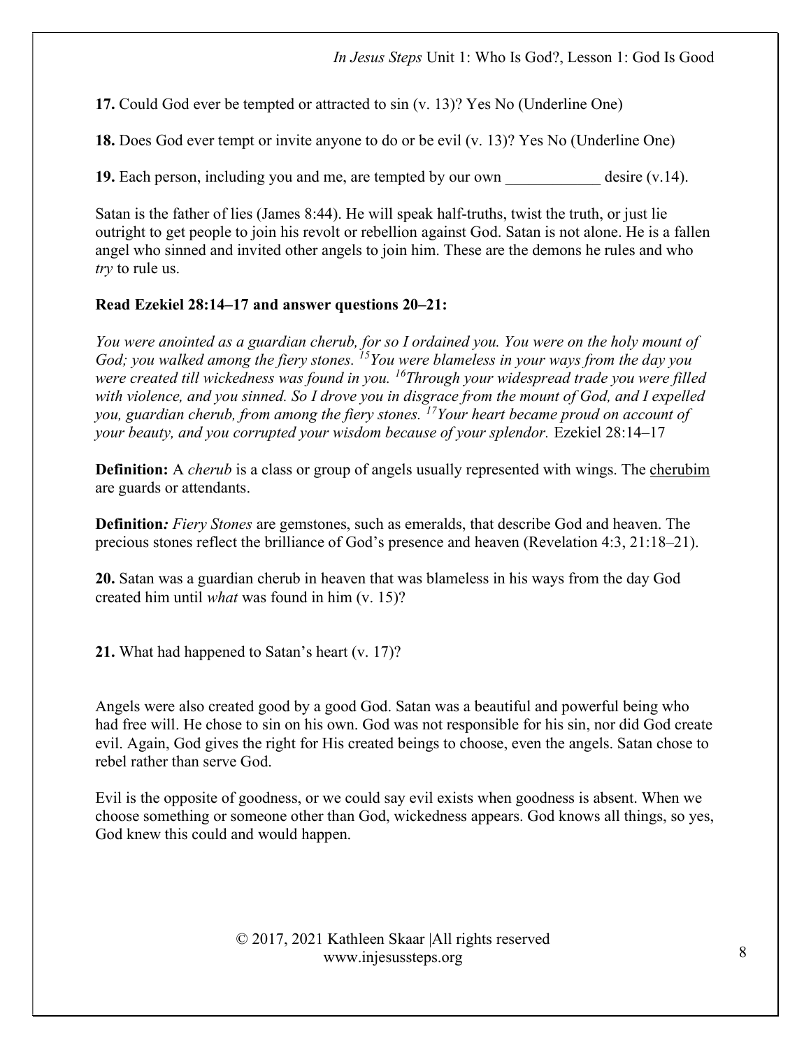**17.** Could God ever be tempted or attracted to sin (v. 13)? Yes No (Underline One)

**18.** Does God ever tempt or invite anyone to do or be evil (v. 13)? Yes No (Underline One)

**19.** Each person, including you and me, are tempted by our own ____________ desire (v.14).

Satan is the father of lies (James 8:44). He will speak half-truths, twist the truth, or just lie outright to get people to join his revolt or rebellion against God. Satan is not alone. He is a fallen angel who sinned and invited other angels to join him. These are the demons he rules and who *try* to rule us.

**Read Ezekiel 28:14–17 and answer questions 20–21:**

*You were anointed as a guardian cherub, for so I ordained you. You were on the holy mount of God; you walked among the fiery stones. [15]You were blameless in your ways from the day you were created till wickedness was found in you. [16]Through your widespread trade you were filled with violence, and you sinned. So I drove you in disgrace from the mount of God, and I expelled you, guardian cherub, from among the fiery stones. [17]Your heart became proud on account of your beauty, and you corrupted your wisdom because of your splendor.* Ezekiel 28:14–17

**Definition:** A *cherub* is a class or group of angels usually represented with wings. The cherubim are guards or attendants.

**Definition:** *Fiery Stones* are gemstones, such as emeralds, that describe God and heaven. The precious stones reflect the brilliance of God's presence and heaven (Revelation 4:3, 21:18–21).

**20.** Satan was a guardian cherub in heaven that was blameless in his ways from the day God created him until *what* was found in him (v. 15)?

**21.** What had happened to Satan's heart (v. 17)?

Angels were also created good by a good God. Satan was a beautiful and powerful being who had free will. He chose to sin on his own. God was not responsible for his sin, nor did God create evil. Again, God gives the right for His created beings to choose, even the angels. Satan chose to rebel rather than serve God.

Evil is the opposite of goodness, or we could say evil exists when goodness is absent. When we choose something or someone other than God, wickedness appears. God knows all things, so yes, God knew this could and would happen.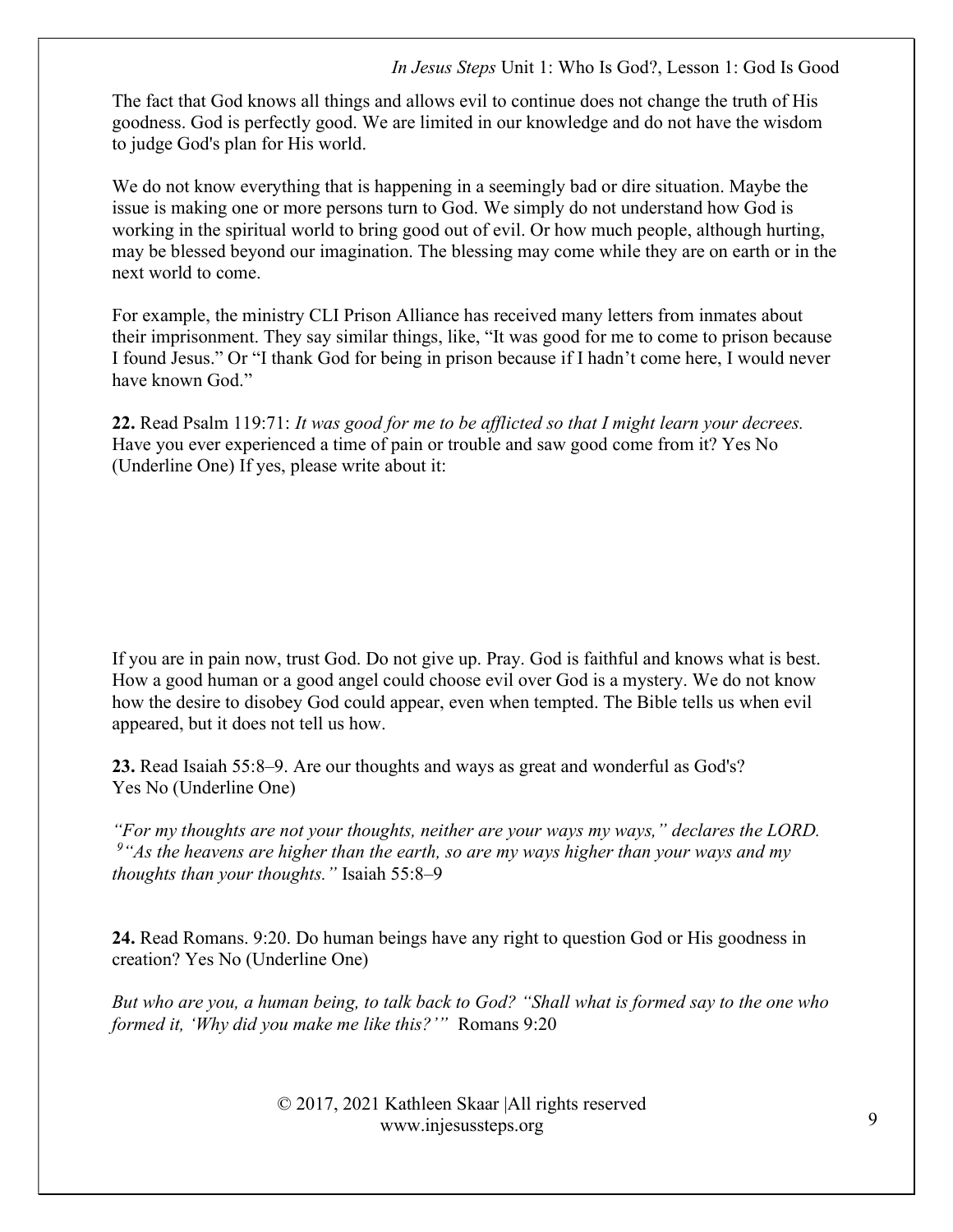The fact that God knows all things and allows evil to continue does not change the truth of His goodness. God is perfectly good. We are limited in our knowledge and do not have the wisdom to judge God's plan for His world.

We do not know everything that is happening in a seemingly bad or dire situation. Maybe the issue is making one or more persons turn to God. We simply do not understand how God is working in the spiritual world to bring good out of evil. Or how much people, although hurting, may be blessed beyond our imagination. The blessing may come while they are on earth or in the next world to come.

For example, the ministry CLI Prison Alliance has received many letters from inmates about their imprisonment. They say similar things, like, "It was good for me to come to prison because I found Jesus." Or "I thank God for being in prison because if I hadn't come here, I would never have known God."

**22.** Read Psalm 119:71: *It was good for me to be afflicted so that I might learn your decrees.* Have you ever experienced a time of pain or trouble and saw good come from it? Yes No (Underline One) If yes, please write about it:

If you are in pain now, trust God. Do not give up. Pray. God is faithful and knows what is best. How a good human or a good angel could choose evil over God is a mystery. We do not know how the desire to disobey God could appear, even when tempted. The Bible tells us when evil appeared, but it does not tell us how.

**23.** Read Isaiah 55:8–9. Are our thoughts and ways as great and wonderful as God's? Yes No (Underline One)

*"For my thoughts are not your thoughts, neither are your ways my ways," declares the LORD. [9]"As the heavens are higher than the earth, so are my ways higher than your ways and my thoughts than your thoughts."* Isaiah 55:8–9

**24.** Read Romans. 9:20. Do human beings have any right to question God or His goodness in creation? Yes No (Underline One)

*But who are you, a human being, to talk back to God? "Shall what is formed say to the one who formed it, 'Why did you make me like this?'"* Romans 9:20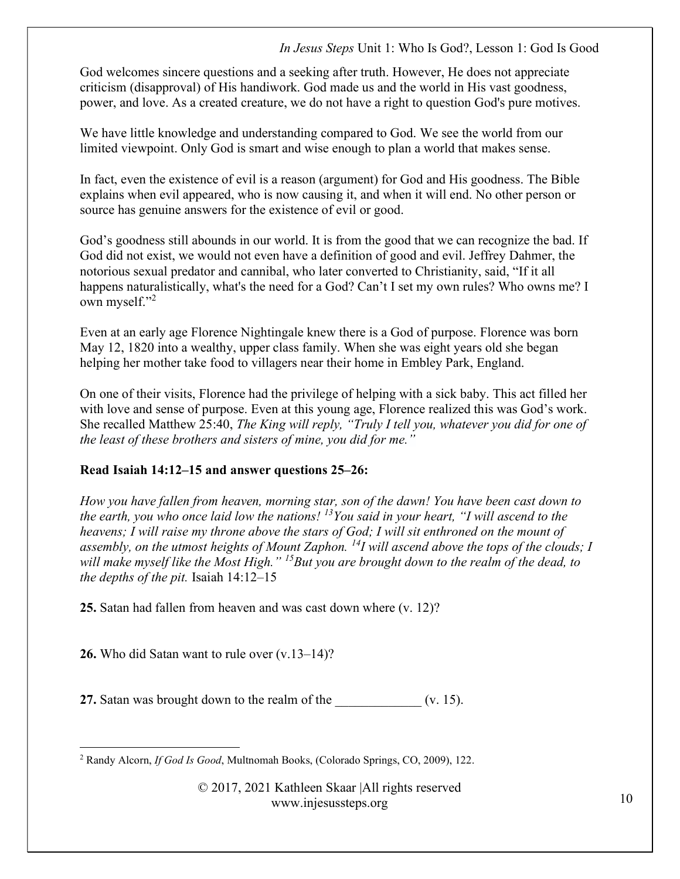God welcomes sincere questions and a seeking after truth. However, He does not appreciate criticism (disapproval) of His handiwork. God made us and the world in His vast goodness, power, and love. As a created creature, we do not have a right to question God's pure motives.

We have little knowledge and understanding compared to God. We see the world from our limited viewpoint. Only God is smart and wise enough to plan a world that makes sense.

In fact, even the existence of evil is a reason (argument) for God and His goodness. The Bible explains when evil appeared, who is now causing it, and when it will end. No other person or source has genuine answers for the existence of evil or good.

God's goodness still abounds in our world. It is from the good that we can recognize the bad. If God did not exist, we would not even have a definition of good and evil. Jeffrey Dahmer, the notorious sexual predator and cannibal, who later converted to Christianity, said, "If it all happens naturalistically, what's the need for a God? Can't I set my own rules? Who owns me? I own myself."[2]

Even at an early age Florence Nightingale knew there is a God of purpose. Florence was born May 12, 1820 into a wealthy, upper class family. When she was eight years old she began helping her mother take food to villagers near their home in Embley Park, England.

On one of their visits, Florence had the privilege of helping with a sick baby. This act filled her with love and sense of purpose. Even at this young age, Florence realized this was God's work. She recalled Matthew 25:40, *The King will reply, "Truly I tell you, whatever you did for one of the least of these brothers and sisters of mine, you did for me."*

**Read Isaiah 14:12–15 and answer questions 25–26:**

*How you have fallen from heaven, morning star, son of the dawn! You have been cast down to the earth, you who once laid low the nations! [13]You said in your heart, "I will ascend to the heavens; I will raise my throne above the stars of God; I will sit enthroned on the mount of assembly, on the utmost heights of Mount Zaphon. [14]I will ascend above the tops of the clouds; I will make myself like the Most High." [15]But you are brought down to the realm of the dead, to the depths of the pit.* Isaiah 14:12–15

**25.** Satan had fallen from heaven and was cast down where (v. 12)?

**26.** Who did Satan want to rule over (v.13–14)?

**27.** Satan was brought down to the realm of the _____________ (v. 15).

---

[2] Randy Alcorn, *If God Is Good*, Multnomah Books, (Colorado Springs, CO, 2009), 122.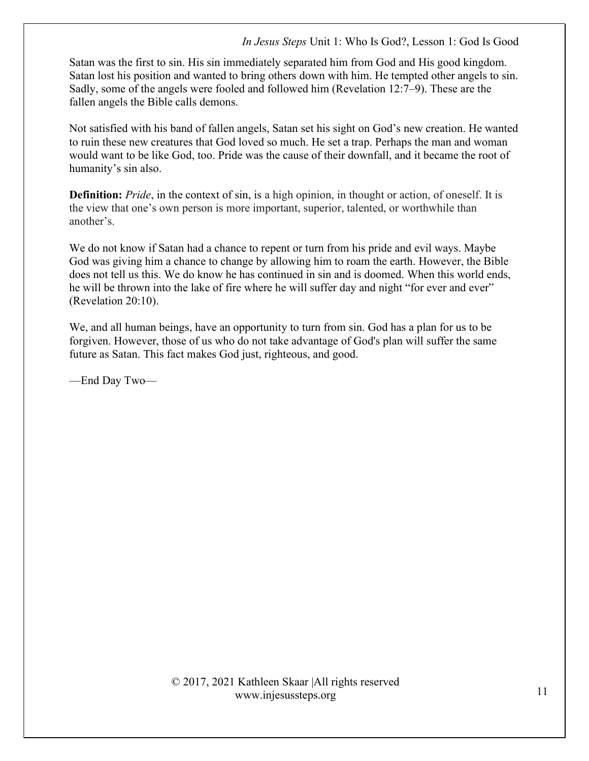Satan was the first to sin. His sin immediately separated him from God and His good kingdom. Satan lost his position and wanted to bring others down with him. He tempted other angels to sin. Sadly, some of the angels were fooled and followed him (Revelation 12:7–9). These are the fallen angels the Bible calls demons.

Not satisfied with his band of fallen angels, Satan set his sight on God's new creation. He wanted to ruin these new creatures that God loved so much. He set a trap. Perhaps the man and woman would want to be like God, too. Pride was the cause of their downfall, and it became the root of humanity's sin also.

**Definition:** *Pride*, in the context of sin, is a high opinion, in thought or action, of oneself. It is the view that one's own person is more important, superior, talented, or worthwhile than another's.

We do not know if Satan had a chance to repent or turn from his pride and evil ways. Maybe God was giving him a chance to change by allowing him to roam the earth. However, the Bible does not tell us this. We do know he has continued in sin and is doomed. When this world ends, he will be thrown into the lake of fire where he will suffer day and night "for ever and ever" (Revelation 20:10).

We, and all human beings, have an opportunity to turn from sin. God has a plan for us to be forgiven. However, those of us who do not take advantage of God's plan will suffer the same future as Satan. This fact makes God just, righteous, and good.

—End Day Two—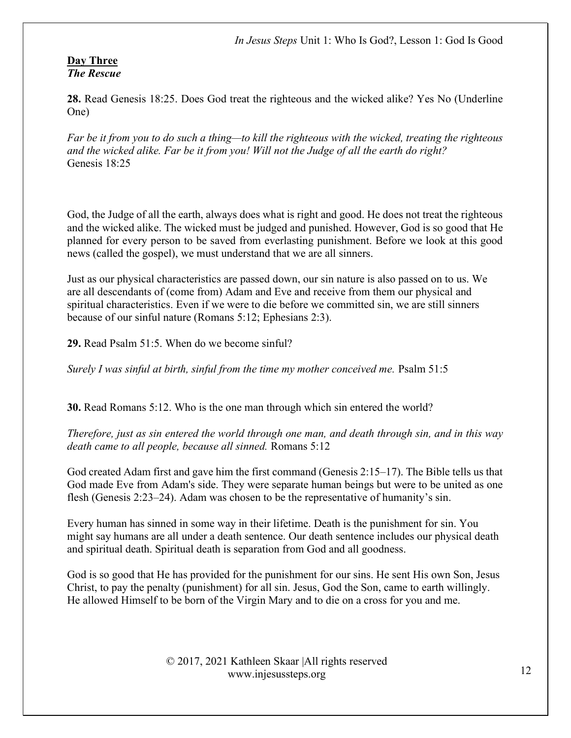**Day Three**
***The Rescue***

**28.** Read Genesis 18:25. Does God treat the righteous and the wicked alike? Yes No (Underline One)

*Far be it from you to do such a thing—to kill the righteous with the wicked, treating the righteous and the wicked alike. Far be it from you! Will not the Judge of all the earth do right?* Genesis 18:25

God, the Judge of all the earth, always does what is right and good. He does not treat the righteous and the wicked alike. The wicked must be judged and punished. However, God is so good that He planned for every person to be saved from everlasting punishment. Before we look at this good news (called the gospel), we must understand that we are all sinners.

Just as our physical characteristics are passed down, our sin nature is also passed on to us. We are all descendants of (come from) Adam and Eve and receive from them our physical and spiritual characteristics. Even if we were to die before we committed sin, we are still sinners because of our sinful nature (Romans 5:12; Ephesians 2:3).

**29.** Read Psalm 51:5. When do we become sinful?

*Surely I was sinful at birth, sinful from the time my mother conceived me.* Psalm 51:5

**30.** Read Romans 5:12. Who is the one man through which sin entered the world?

*Therefore, just as sin entered the world through one man, and death through sin, and in this way death came to all people, because all sinned.* Romans 5:12

God created Adam first and gave him the first command (Genesis 2:15–17). The Bible tells us that God made Eve from Adam's side. They were separate human beings but were to be united as one flesh (Genesis 2:23–24). Adam was chosen to be the representative of humanity's sin.

Every human has sinned in some way in their lifetime. Death is the punishment for sin. You might say humans are all under a death sentence. Our death sentence includes our physical death and spiritual death. Spiritual death is separation from God and all goodness.

God is so good that He has provided for the punishment for our sins. He sent His own Son, Jesus Christ, to pay the penalty (punishment) for all sin. Jesus, God the Son, came to earth willingly. He allowed Himself to be born of the Virgin Mary and to die on a cross for you and me.

© 2017, 2021 Kathleen Skaar |All rights reserved
www.injesussteps.org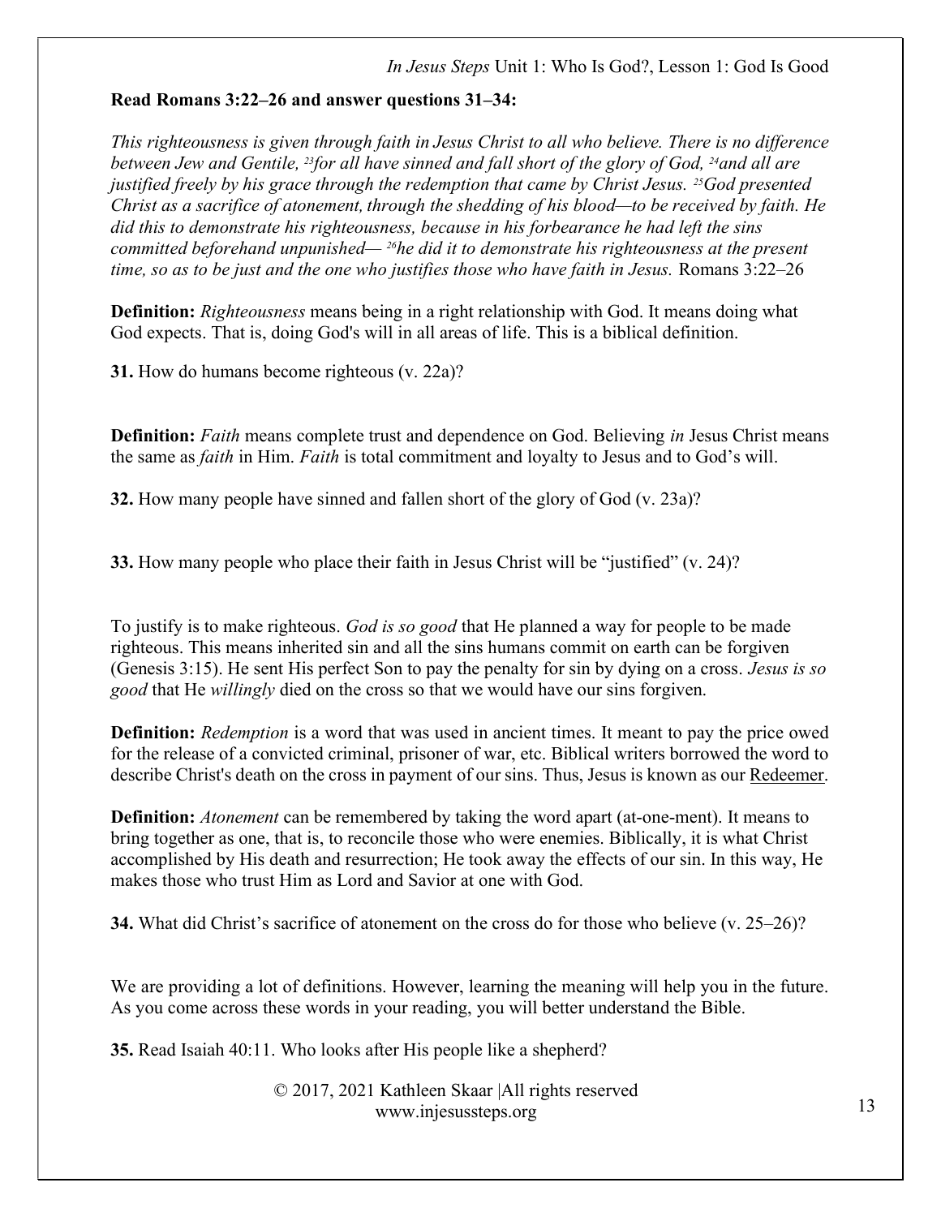**Read Romans 3:22–26 and answer questions 31–34:**

*This righteousness is given through faith in Jesus Christ to all who believe. There is no difference between Jew and Gentile, [23]for all have sinned and fall short of the glory of God, [24]and all are justified freely by his grace through the redemption that came by Christ Jesus. [25]God presented Christ as a sacrifice of atonement, through the shedding of his blood—to be received by faith. He did this to demonstrate his righteousness, because in his forbearance he had left the sins committed beforehand unpunished— [26]he did it to demonstrate his righteousness at the present time, so as to be just and the one who justifies those who have faith in Jesus.* Romans 3:22–26

**Definition:** *Righteousness* means being in a right relationship with God. It means doing what God expects. That is, doing God's will in all areas of life. This is a biblical definition.

**31.** How do humans become righteous (v. 22a)?

**Definition:** *Faith* means complete trust and dependence on God. Believing *in* Jesus Christ means the same as *faith* in Him. *Faith* is total commitment and loyalty to Jesus and to God's will.

**32.** How many people have sinned and fallen short of the glory of God (v. 23a)?

**33.** How many people who place their faith in Jesus Christ will be "justified" (v. 24)?

To justify is to make righteous. *God is so good* that He planned a way for people to be made righteous. This means inherited sin and all the sins humans commit on earth can be forgiven (Genesis 3:15). He sent His perfect Son to pay the penalty for sin by dying on a cross. *Jesus is so good* that He *willingly* died on the cross so that we would have our sins forgiven.

**Definition:** *Redemption* is a word that was used in ancient times. It meant to pay the price owed for the release of a convicted criminal, prisoner of war, etc. Biblical writers borrowed the word to describe Christ's death on the cross in payment of our sins. Thus, Jesus is known as our Redeemer.

**Definition:** *Atonement* can be remembered by taking the word apart (at-one-ment). It means to bring together as one, that is, to reconcile those who were enemies. Biblically, it is what Christ accomplished by His death and resurrection; He took away the effects of our sin. In this way, He makes those who trust Him as Lord and Savior at one with God.

**34.** What did Christ's sacrifice of atonement on the cross do for those who believe (v. 25–26)?

We are providing a lot of definitions. However, learning the meaning will help you in the future. As you come across these words in your reading, you will better understand the Bible.

**35.** Read Isaiah 40:11. Who looks after His people like a shepherd?

© 2017, 2021 Kathleen Skaar |All rights reserved
www.injesussteps.org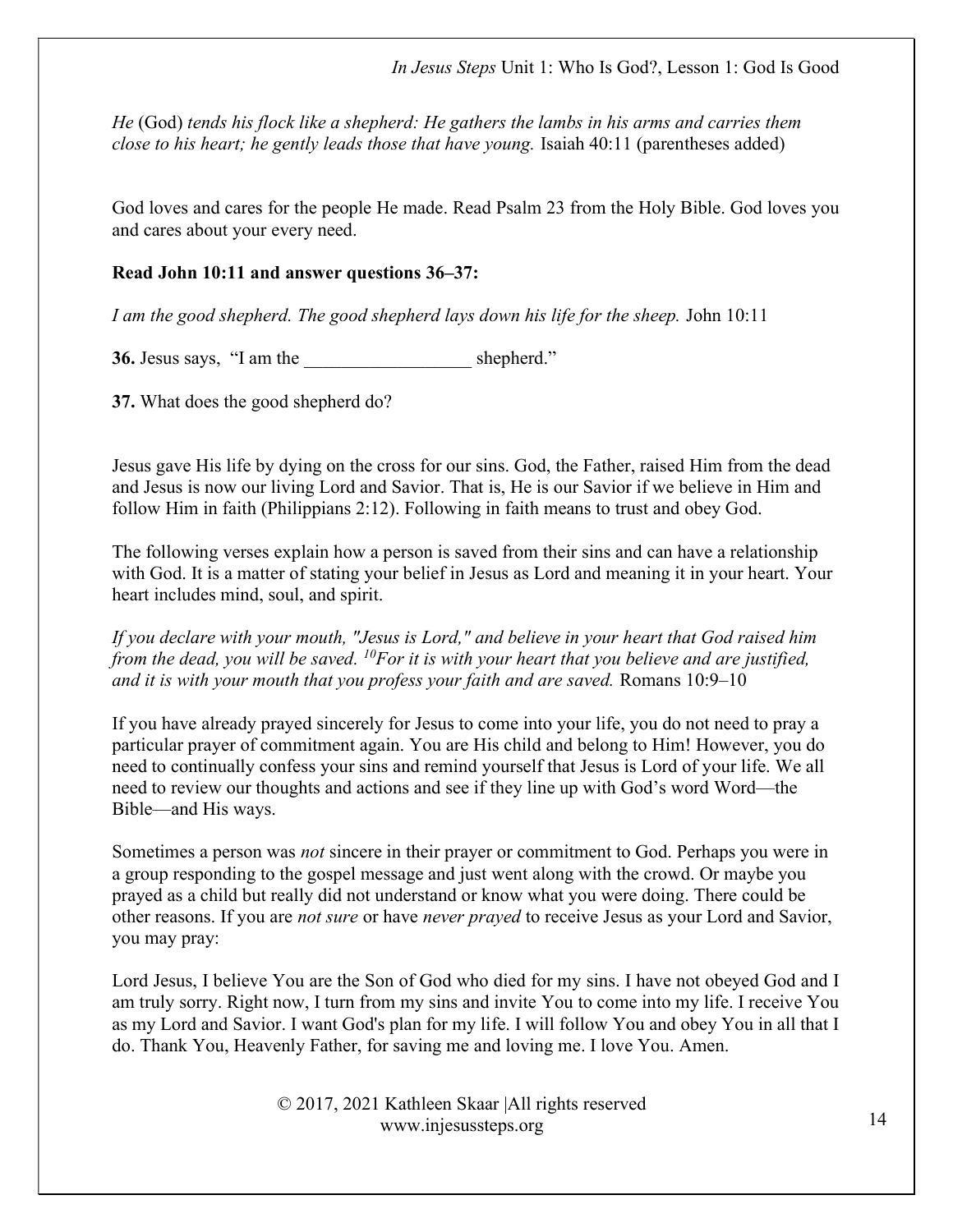*He* (God) *tends his flock like a shepherd: He gathers the lambs in his arms and carries them close to his heart; he gently leads those that have young.* Isaiah 40:11 (parentheses added)

God loves and cares for the people He made. Read Psalm 23 from the Holy Bible. God loves you and cares about your every need.

**Read John 10:11 and answer questions 36–37:**

*I am the good shepherd. The good shepherd lays down his life for the sheep.* John 10:11

**36.** Jesus says, "I am the __________________ shepherd."

**37.** What does the good shepherd do?

Jesus gave His life by dying on the cross for our sins. God, the Father, raised Him from the dead and Jesus is now our living Lord and Savior. That is, He is our Savior if we believe in Him and follow Him in faith (Philippians 2:12). Following in faith means to trust and obey God.

The following verses explain how a person is saved from their sins and can have a relationship with God. It is a matter of stating your belief in Jesus as Lord and meaning it in your heart. Your heart includes mind, soul, and spirit.

*If you declare with your mouth, "Jesus is Lord," and believe in your heart that God raised him from the dead, you will be saved. [10]For it is with your heart that you believe and are justified, and it is with your mouth that you profess your faith and are saved.* Romans 10:9–10

If you have already prayed sincerely for Jesus to come into your life, you do not need to pray a particular prayer of commitment again. You are His child and belong to Him! However, you do need to continually confess your sins and remind yourself that Jesus is Lord of your life. We all need to review our thoughts and actions and see if they line up with God's word Word—the Bible—and His ways.

Sometimes a person was *not* sincere in their prayer or commitment to God. Perhaps you were in a group responding to the gospel message and just went along with the crowd. Or maybe you prayed as a child but really did not understand or know what you were doing. There could be other reasons. If you are *not sure* or have *never prayed* to receive Jesus as your Lord and Savior, you may pray:

Lord Jesus, I believe You are the Son of God who died for my sins. I have not obeyed God and I am truly sorry. Right now, I turn from my sins and invite You to come into my life. I receive You as my Lord and Savior. I want God's plan for my life. I will follow You and obey You in all that I do. Thank You, Heavenly Father, for saving me and loving me. I love You. Amen.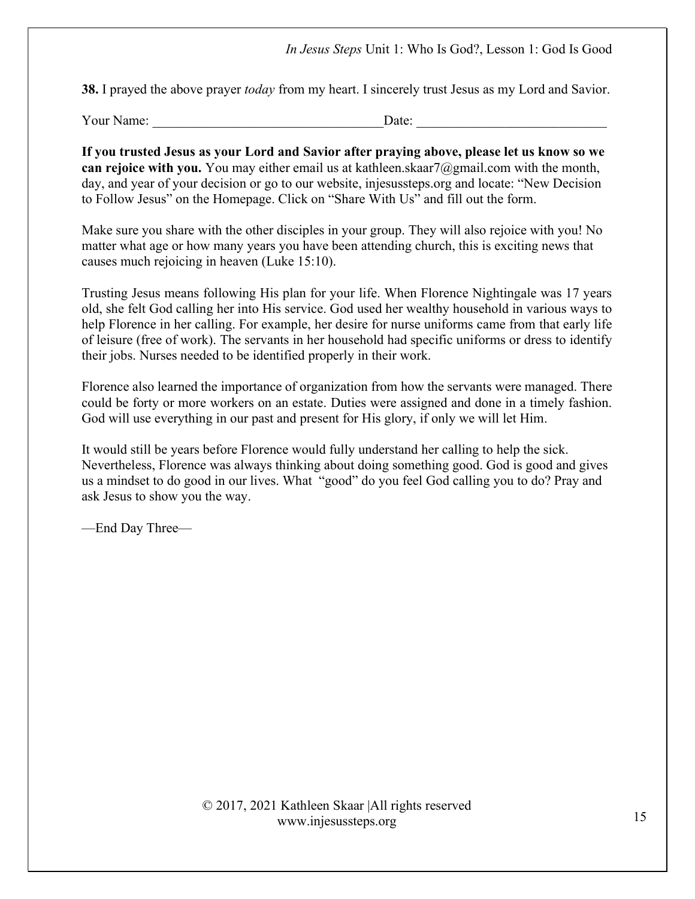**38.** I prayed the above prayer *today* from my heart. I sincerely trust Jesus as my Lord and Savior.

Your Name: ___________________________________Date: ____________________________

**If you trusted Jesus as your Lord and Savior after praying above, please let us know so we can rejoice with you.** You may either email us at kathleen.skaar7@gmail.com with the month, day, and year of your decision or go to our website, injesussteps.org and locate: "New Decision to Follow Jesus" on the Homepage. Click on "Share With Us" and fill out the form.

Make sure you share with the other disciples in your group. They will also rejoice with you! No matter what age or how many years you have been attending church, this is exciting news that causes much rejoicing in heaven (Luke 15:10).

Trusting Jesus means following His plan for your life. When Florence Nightingale was 17 years old, she felt God calling her into His service. God used her wealthy household in various ways to help Florence in her calling. For example, her desire for nurse uniforms came from that early life of leisure (free of work). The servants in her household had specific uniforms or dress to identify their jobs. Nurses needed to be identified properly in their work.

Florence also learned the importance of organization from how the servants were managed. There could be forty or more workers on an estate. Duties were assigned and done in a timely fashion. God will use everything in our past and present for His glory, if only we will let Him.

It would still be years before Florence would fully understand her calling to help the sick. Nevertheless, Florence was always thinking about doing something good. God is good and gives us a mindset to do good in our lives. What "good" do you feel God calling you to do? Pray and ask Jesus to show you the way.

—End Day Three—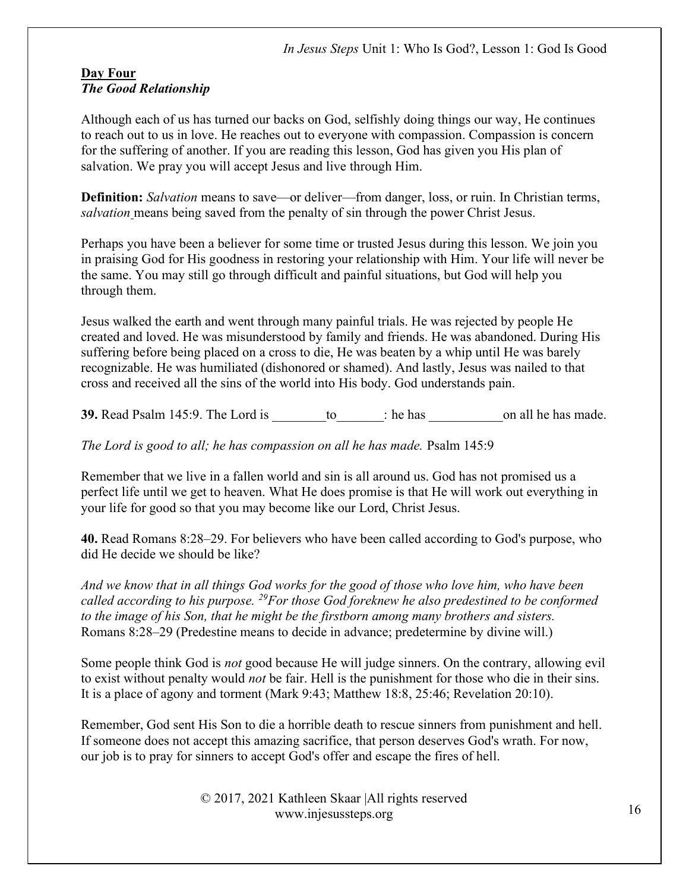**Day Four**
***The Good Relationship***

Although each of us has turned our backs on God, selfishly doing things our way, He continues to reach out to us in love. He reaches out to everyone with compassion. Compassion is concern for the suffering of another. If you are reading this lesson, God has given you His plan of salvation. We pray you will accept Jesus and live through Him.

**Definition:** *Salvation* means to save—or deliver—from danger, loss, or ruin. In Christian terms, *salvation* means being saved from the penalty of sin through the power Christ Jesus.

Perhaps you have been a believer for some time or trusted Jesus during this lesson. We join you in praising God for His goodness in restoring your relationship with Him. Your life will never be the same. You may still go through difficult and painful situations, but God will help you through them.

Jesus walked the earth and went through many painful trials. He was rejected by people He created and loved. He was misunderstood by family and friends. He was abandoned. During His suffering before being placed on a cross to die, He was beaten by a whip until He was barely recognizable. He was humiliated (dishonored or shamed). And lastly, Jesus was nailed to that cross and received all the sins of the world into His body. God understands pain.

**39.** Read Psalm 145:9. The Lord is ________to_______: he has ___________on all he has made.

*The Lord is good to all; he has compassion on all he has made.* Psalm 145:9

Remember that we live in a fallen world and sin is all around us. God has not promised us a perfect life until we get to heaven. What He does promise is that He will work out everything in your life for good so that you may become like our Lord, Christ Jesus.

**40.** Read Romans 8:28–29. For believers who have been called according to God's purpose, who did He decide we should be like?

*And we know that in all things God works for the good of those who love him, who have been called according to his purpose. [29]For those God foreknew he also predestined to be conformed to the image of his Son, that he might be the firstborn among many brothers and sisters.* Romans 8:28–29 (Predestine means to decide in advance; predetermine by divine will.)

Some people think God is *not* good because He will judge sinners. On the contrary, allowing evil to exist without penalty would *not* be fair. Hell is the punishment for those who die in their sins. It is a place of agony and torment (Mark 9:43; Matthew 18:8, 25:46; Revelation 20:10).

Remember, God sent His Son to die a horrible death to rescue sinners from punishment and hell. If someone does not accept this amazing sacrifice, that person deserves God's wrath. For now, our job is to pray for sinners to accept God's offer and escape the fires of hell.

© 2017, 2021 Kathleen Skaar |All rights reserved
www.injesussteps.org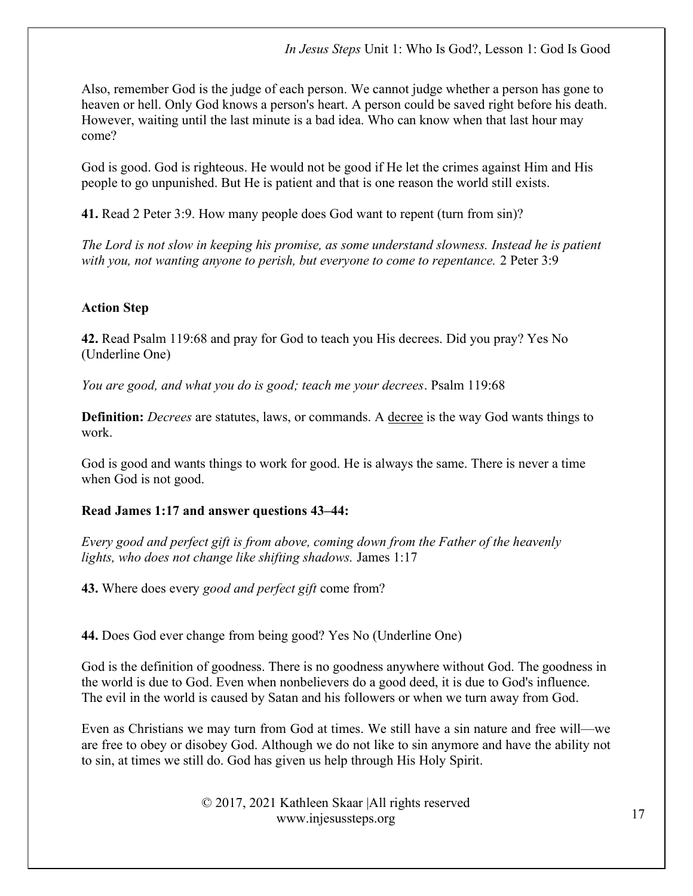Also, remember God is the judge of each person. We cannot judge whether a person has gone to heaven or hell. Only God knows a person's heart. A person could be saved right before his death. However, waiting until the last minute is a bad idea. Who can know when that last hour may come?

God is good. God is righteous. He would not be good if He let the crimes against Him and His people to go unpunished. But He is patient and that is one reason the world still exists.

**41.** Read 2 Peter 3:9. How many people does God want to repent (turn from sin)?

*The Lord is not slow in keeping his promise, as some understand slowness. Instead he is patient with you, not wanting anyone to perish, but everyone to come to repentance.* 2 Peter 3:9

**Action Step**

**42.** Read Psalm 119:68 and pray for God to teach you His decrees. Did you pray? Yes No (Underline One)

*You are good, and what you do is good; teach me your decrees*. Psalm 119:68

**Definition:** *Decrees* are statutes, laws, or commands. A decree is the way God wants things to work.

God is good and wants things to work for good. He is always the same. There is never a time when God is not good.

**Read James 1:17 and answer questions 43–44:**

*Every good and perfect gift is from above, coming down from the Father of the heavenly lights, who does not change like shifting shadows.* James 1:17

**43.** Where does every *good and perfect gift* come from?

**44.** Does God ever change from being good? Yes No (Underline One)

God is the definition of goodness. There is no goodness anywhere without God. The goodness in the world is due to God. Even when nonbelievers do a good deed, it is due to God's influence. The evil in the world is caused by Satan and his followers or when we turn away from God.

Even as Christians we may turn from God at times. We still have a sin nature and free will—we are free to obey or disobey God. Although we do not like to sin anymore and have the ability not to sin, at times we still do. God has given us help through His Holy Spirit.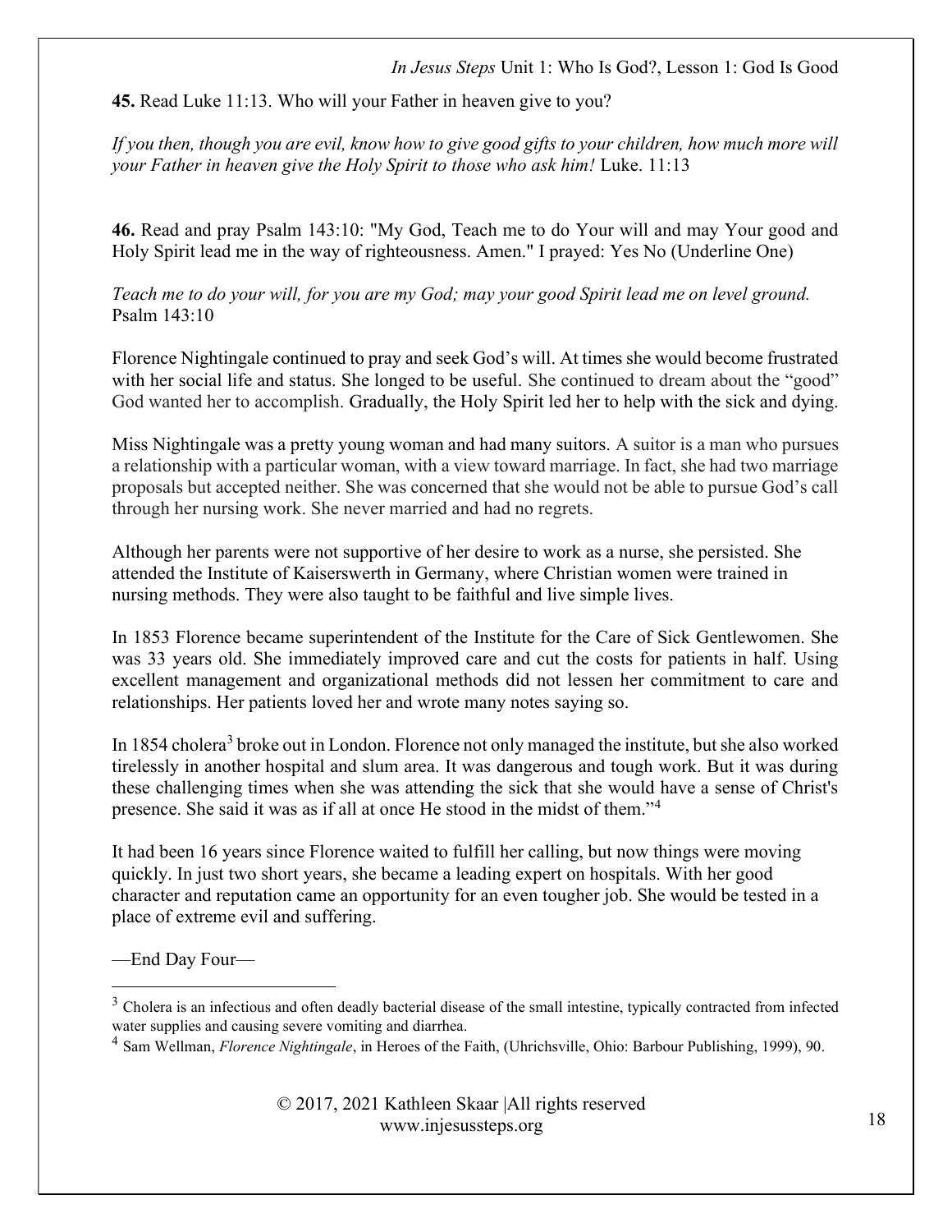**45.** Read Luke 11:13. Who will your Father in heaven give to you?

*If you then, though you are evil, know how to give good gifts to your children, how much more will your Father in heaven give the Holy Spirit to those who ask him!* Luke. 11:13

**46.** Read and pray Psalm 143:10: "My God, Teach me to do Your will and may Your good and Holy Spirit lead me in the way of righteousness. Amen." I prayed: Yes No (Underline One)

*Teach me to do your will, for you are my God; may your good Spirit lead me on level ground.* Psalm 143:10

Florence Nightingale continued to pray and seek God's will. At times she would become frustrated with her social life and status. She longed to be useful. She continued to dream about the "good" God wanted her to accomplish. Gradually, the Holy Spirit led her to help with the sick and dying.

Miss Nightingale was a pretty young woman and had many suitors. A suitor is a man who pursues a relationship with a particular woman, with a view toward marriage. In fact, she had two marriage proposals but accepted neither. She was concerned that she would not be able to pursue God's call through her nursing work. She never married and had no regrets.

Although her parents were not supportive of her desire to work as a nurse, she persisted. She attended the Institute of Kaiserswerth in Germany, where Christian women were trained in nursing methods. They were also taught to be faithful and live simple lives.

In 1853 Florence became superintendent of the Institute for the Care of Sick Gentlewomen. She was 33 years old. She immediately improved care and cut the costs for patients in half. Using excellent management and organizational methods did not lessen her commitment to care and relationships. Her patients loved her and wrote many notes saying so.

In 1854 cholera[3] broke out in London. Florence not only managed the institute, but she also worked tirelessly in another hospital and slum area. It was dangerous and tough work. But it was during these challenging times when she was attending the sick that she would have a sense of Christ's presence. She said it was as if all at once He stood in the midst of them."[4]

It had been 16 years since Florence waited to fulfill her calling, but now things were moving quickly. In just two short years, she became a leading expert on hospitals. With her good character and reputation came an opportunity for an even tougher job. She would be tested in a place of extreme evil and suffering.

—End Day Four—

---

[3] Cholera is an infectious and often deadly bacterial disease of the small intestine, typically contracted from infected water supplies and causing severe vomiting and diarrhea.

[4] Sam Wellman, *Florence Nightingale*, in Heroes of the Faith, (Uhrichsville, Ohio: Barbour Publishing, 1999), 90.

© 2017, 2021 Kathleen Skaar |All rights reserved
www.injesussteps.org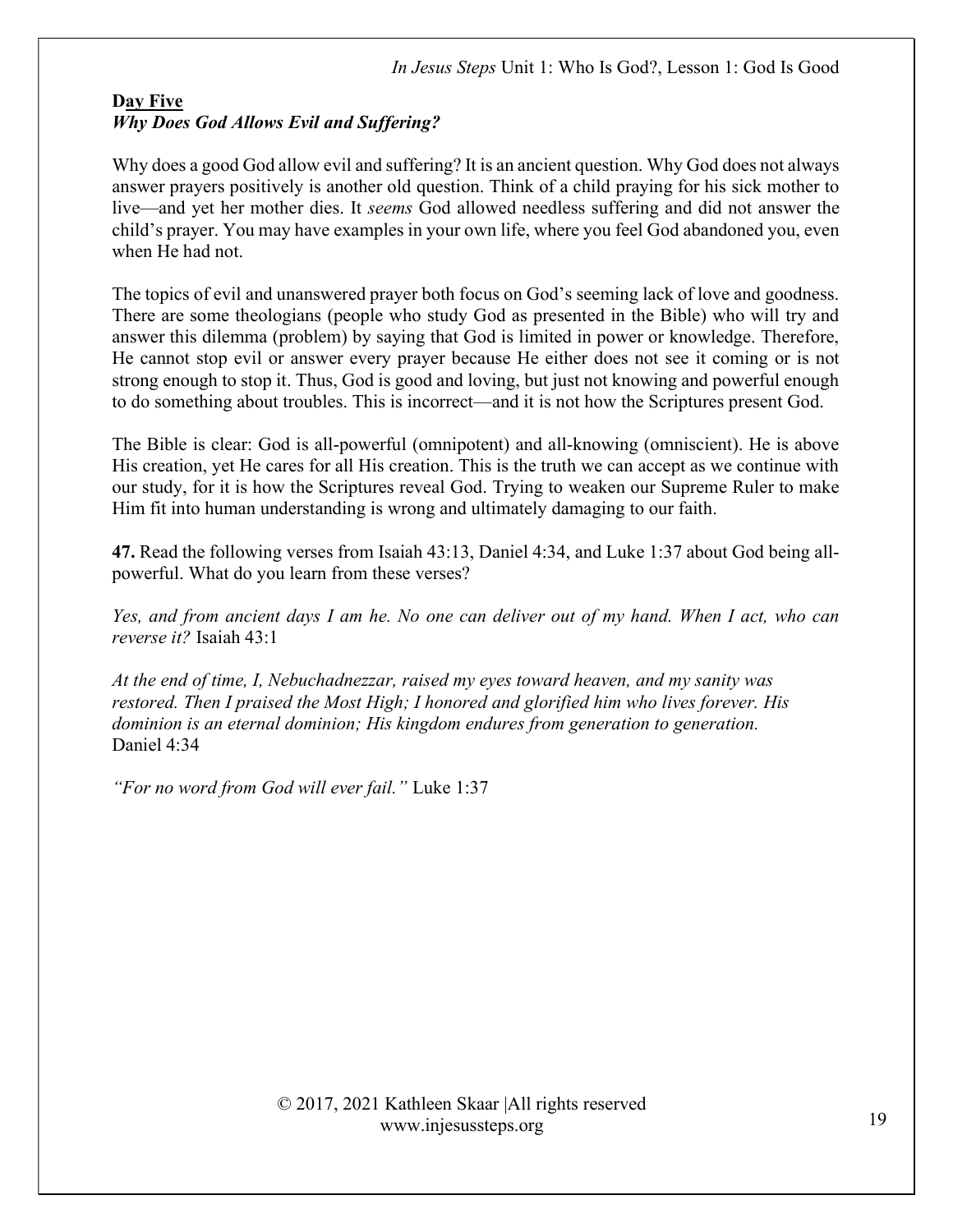**Day Five**

***Why Does God Allows Evil and Suffering?***

Why does a good God allow evil and suffering? It is an ancient question. Why God does not always answer prayers positively is another old question. Think of a child praying for his sick mother to live—and yet her mother dies. It *seems* God allowed needless suffering and did not answer the child's prayer. You may have examples in your own life, where you feel God abandoned you, even when He had not.

The topics of evil and unanswered prayer both focus on God's seeming lack of love and goodness. There are some theologians (people who study God as presented in the Bible) who will try and answer this dilemma (problem) by saying that God is limited in power or knowledge. Therefore, He cannot stop evil or answer every prayer because He either does not see it coming or is not strong enough to stop it. Thus, God is good and loving, but just not knowing and powerful enough to do something about troubles. This is incorrect—and it is not how the Scriptures present God.

The Bible is clear: God is all-powerful (omnipotent) and all-knowing (omniscient). He is above His creation, yet He cares for all His creation. This is the truth we can accept as we continue with our study, for it is how the Scriptures reveal God. Trying to weaken our Supreme Ruler to make Him fit into human understanding is wrong and ultimately damaging to our faith.

**47.** Read the following verses from Isaiah 43:13, Daniel 4:34, and Luke 1:37 about God being all-powerful. What do you learn from these verses?

*Yes, and from ancient days I am he. No one can deliver out of my hand. When I act, who can reverse it?* Isaiah 43:1

*At the end of time, I, Nebuchadnezzar, raised my eyes toward heaven, and my sanity was restored. Then I praised the Most High; I honored and glorified him who lives forever. His dominion is an eternal dominion; His kingdom endures from generation to generation.* Daniel 4:34

*"For no word from God will ever fail."* Luke 1:37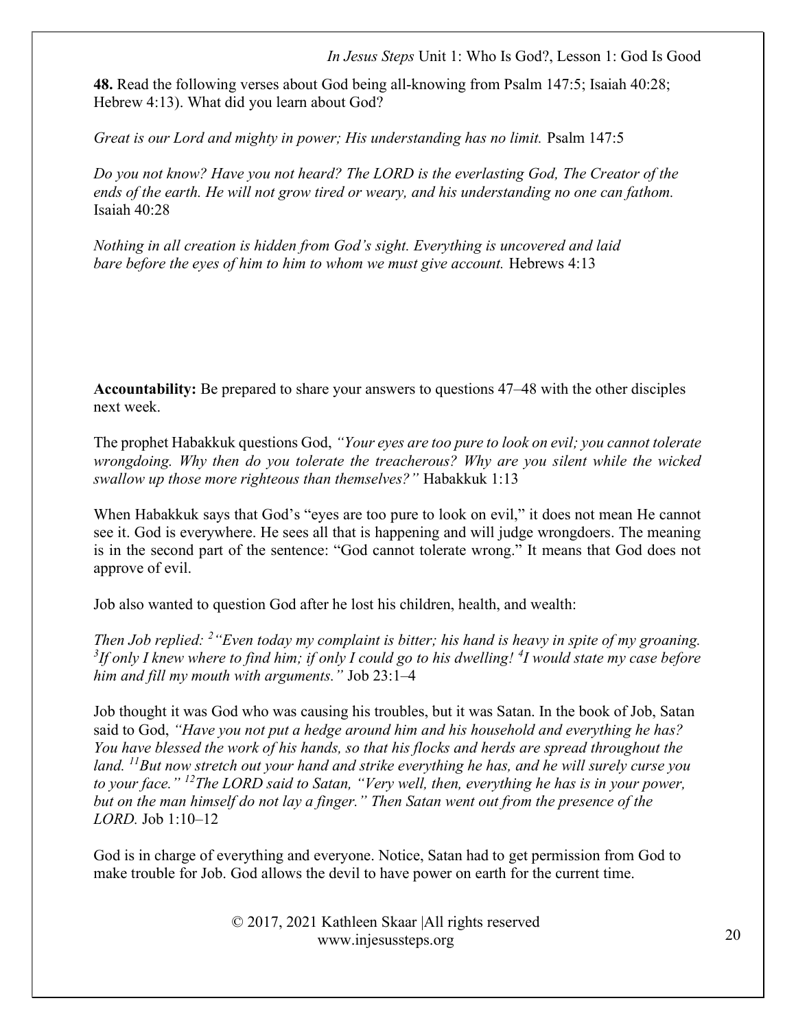**48.** Read the following verses about God being all-knowing from Psalm 147:5; Isaiah 40:28; Hebrew 4:13). What did you learn about God?

*Great is our Lord and mighty in power; His understanding has no limit.* Psalm 147:5

*Do you not know? Have you not heard? The LORD is the everlasting God, The Creator of the ends of the earth. He will not grow tired or weary, and his understanding no one can fathom.* Isaiah 40:28

*Nothing in all creation is hidden from God's sight. Everything is uncovered and laid bare before the eyes of him to him to whom we must give account.* Hebrews 4:13

**Accountability:** Be prepared to share your answers to questions 47–48 with the other disciples next week.

The prophet Habakkuk questions God, *"Your eyes are too pure to look on evil; you cannot tolerate wrongdoing. Why then do you tolerate the treacherous? Why are you silent while the wicked swallow up those more righteous than themselves?"* Habakkuk 1:13

When Habakkuk says that God's "eyes are too pure to look on evil," it does not mean He cannot see it. God is everywhere. He sees all that is happening and will judge wrongdoers. The meaning is in the second part of the sentence: "God cannot tolerate wrong." It means that God does not approve of evil.

Job also wanted to question God after he lost his children, health, and wealth:

*Then Job replied: [2] "Even today my complaint is bitter; his hand is heavy in spite of my groaning. [3] If only I knew where to find him; if only I could go to his dwelling! [4] I would state my case before him and fill my mouth with arguments."* Job 23:1–4

Job thought it was God who was causing his troubles, but it was Satan. In the book of Job, Satan said to God, *"Have you not put a hedge around him and his household and everything he has? You have blessed the work of his hands, so that his flocks and herds are spread throughout the land. [11] But now stretch out your hand and strike everything he has, and he will surely curse you to your face." [12] The LORD said to Satan, "Very well, then, everything he has is in your power, but on the man himself do not lay a finger." Then Satan went out from the presence of the LORD.* Job 1:10–12

God is in charge of everything and everyone. Notice, Satan had to get permission from God to make trouble for Job. God allows the devil to have power on earth for the current time.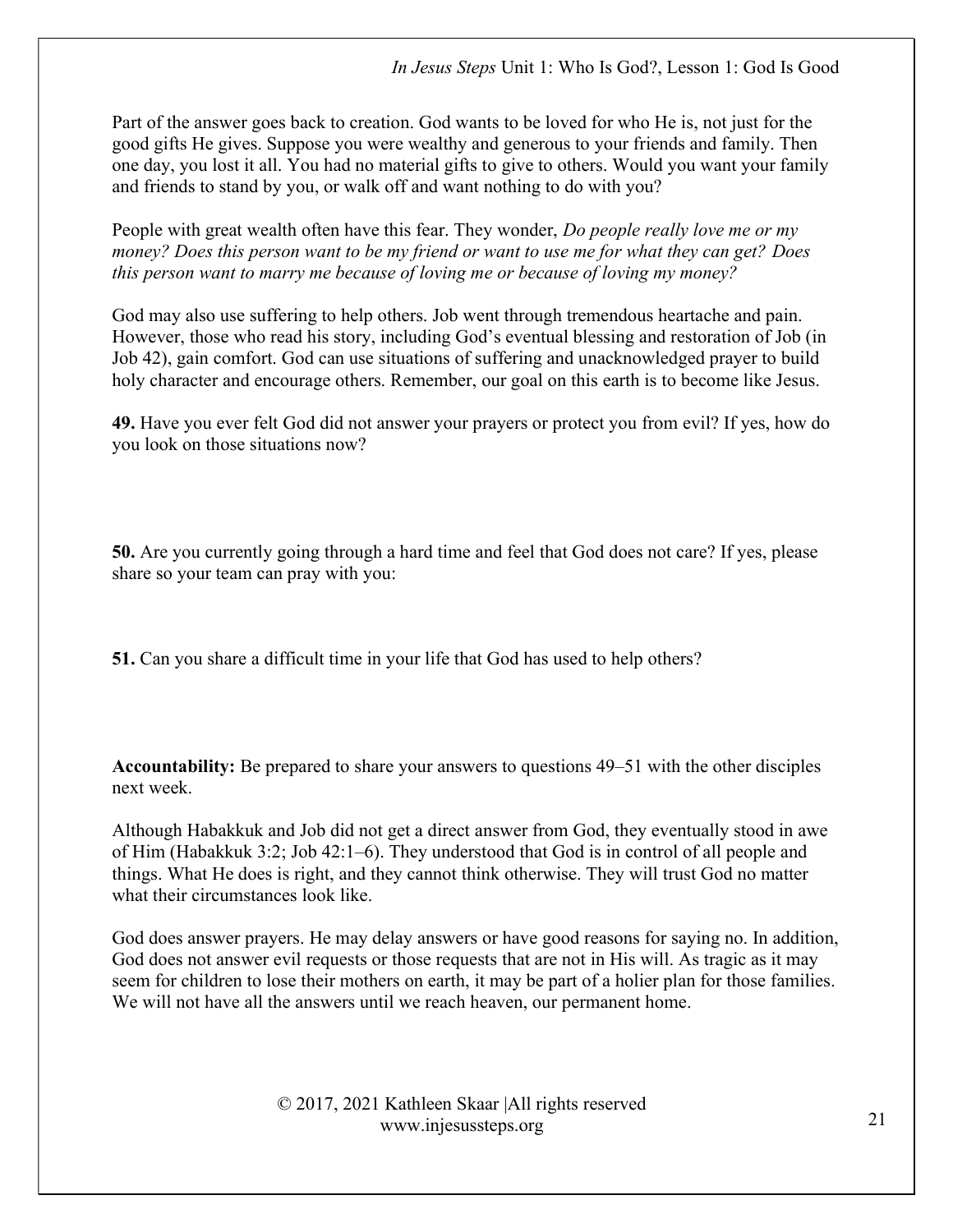Part of the answer goes back to creation. God wants to be loved for who He is, not just for the good gifts He gives. Suppose you were wealthy and generous to your friends and family. Then one day, you lost it all. You had no material gifts to give to others. Would you want your family and friends to stand by you, or walk off and want nothing to do with you?

People with great wealth often have this fear. They wonder, *Do people really love me or my money? Does this person want to be my friend or want to use me for what they can get? Does this person want to marry me because of loving me or because of loving my money?*

God may also use suffering to help others. Job went through tremendous heartache and pain. However, those who read his story, including God's eventual blessing and restoration of Job (in Job 42), gain comfort. God can use situations of suffering and unacknowledged prayer to build holy character and encourage others. Remember, our goal on this earth is to become like Jesus.

**49.** Have you ever felt God did not answer your prayers or protect you from evil? If yes, how do you look on those situations now?

**50.** Are you currently going through a hard time and feel that God does not care? If yes, please share so your team can pray with you:

**51.** Can you share a difficult time in your life that God has used to help others?

**Accountability:** Be prepared to share your answers to questions 49–51 with the other disciples next week.

Although Habakkuk and Job did not get a direct answer from God, they eventually stood in awe of Him (Habakkuk 3:2; Job 42:1–6). They understood that God is in control of all people and things. What He does is right, and they cannot think otherwise. They will trust God no matter what their circumstances look like.

God does answer prayers. He may delay answers or have good reasons for saying no. In addition, God does not answer evil requests or those requests that are not in His will. As tragic as it may seem for children to lose their mothers on earth, it may be part of a holier plan for those families. We will not have all the answers until we reach heaven, our permanent home.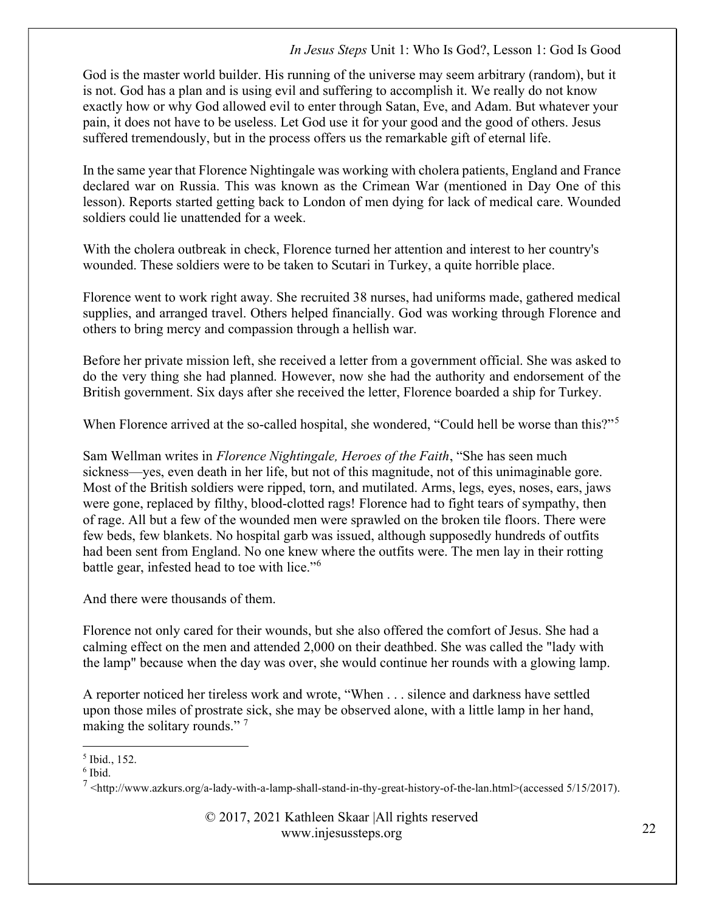God is the master world builder. His running of the universe may seem arbitrary (random), but it is not. God has a plan and is using evil and suffering to accomplish it. We really do not know exactly how or why God allowed evil to enter through Satan, Eve, and Adam. But whatever your pain, it does not have to be useless. Let God use it for your good and the good of others. Jesus suffered tremendously, but in the process offers us the remarkable gift of eternal life.

In the same year that Florence Nightingale was working with cholera patients, England and France declared war on Russia. This was known as the Crimean War (mentioned in Day One of this lesson). Reports started getting back to London of men dying for lack of medical care. Wounded soldiers could lie unattended for a week.

With the cholera outbreak in check, Florence turned her attention and interest to her country's wounded. These soldiers were to be taken to Scutari in Turkey, a quite horrible place.

Florence went to work right away. She recruited 38 nurses, had uniforms made, gathered medical supplies, and arranged travel. Others helped financially. God was working through Florence and others to bring mercy and compassion through a hellish war.

Before her private mission left, she received a letter from a government official. She was asked to do the very thing she had planned. However, now she had the authority and endorsement of the British government. Six days after she received the letter, Florence boarded a ship for Turkey.

When Florence arrived at the so-called hospital, she wondered, "Could hell be worse than this?"[5]

Sam Wellman writes in *Florence Nightingale, Heroes of the Faith*, "She has seen much sickness—yes, even death in her life, but not of this magnitude, not of this unimaginable gore. Most of the British soldiers were ripped, torn, and mutilated. Arms, legs, eyes, noses, ears, jaws were gone, replaced by filthy, blood-clotted rags! Florence had to fight tears of sympathy, then of rage. All but a few of the wounded men were sprawled on the broken tile floors. There were few beds, few blankets. No hospital garb was issued, although supposedly hundreds of outfits had been sent from England. No one knew where the outfits were. The men lay in their rotting battle gear, infested head to toe with lice."[6]

And there were thousands of them.

Florence not only cared for their wounds, but she also offered the comfort of Jesus. She had a calming effect on the men and attended 2,000 on their deathbed. She was called the "lady with the lamp" because when the day was over, she would continue her rounds with a glowing lamp.

A reporter noticed her tireless work and wrote, "When . . . silence and darkness have settled upon those miles of prostrate sick, she may be observed alone, with a little lamp in her hand, making the solitary rounds." [7]

---

[5] Ibid., 152.

[6] Ibid.

[7] <http://www.azkurs.org/a-lady-with-a-lamp-shall-stand-in-thy-great-history-of-the-lan.html>(accessed 5/15/2017).

© 2017, 2021 Kathleen Skaar |All rights reserved
www.injesussteps.org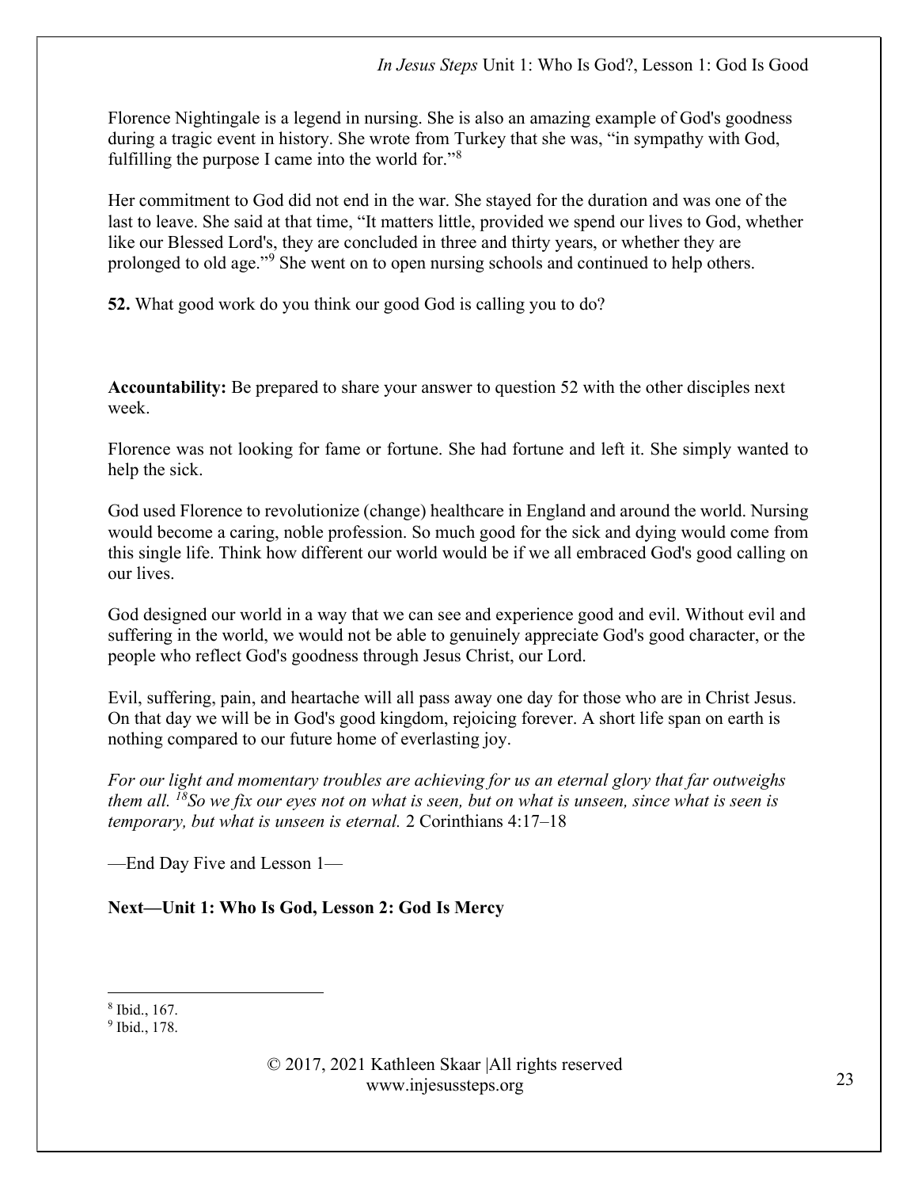Florence Nightingale is a legend in nursing. She is also an amazing example of God's goodness during a tragic event in history. She wrote from Turkey that she was, "in sympathy with God, fulfilling the purpose I came into the world for."[8]

Her commitment to God did not end in the war. She stayed for the duration and was one of the last to leave. She said at that time, "It matters little, provided we spend our lives to God, whether like our Blessed Lord's, they are concluded in three and thirty years, or whether they are prolonged to old age."[9] She went on to open nursing schools and continued to help others.

**52.** What good work do you think our good God is calling you to do?

**Accountability:** Be prepared to share your answer to question 52 with the other disciples next week.

Florence was not looking for fame or fortune. She had fortune and left it. She simply wanted to help the sick.

God used Florence to revolutionize (change) healthcare in England and around the world. Nursing would become a caring, noble profession. So much good for the sick and dying would come from this single life. Think how different our world would be if we all embraced God's good calling on our lives.

God designed our world in a way that we can see and experience good and evil. Without evil and suffering in the world, we would not be able to genuinely appreciate God's good character, or the people who reflect God's goodness through Jesus Christ, our Lord.

Evil, suffering, pain, and heartache will all pass away one day for those who are in Christ Jesus. On that day we will be in God's good kingdom, rejoicing forever. A short life span on earth is nothing compared to our future home of everlasting joy.

*For our light and momentary troubles are achieving for us an eternal glory that far outweighs them all. [18]So we fix our eyes not on what is seen, but on what is unseen, since what is seen is temporary, but what is unseen is eternal.* 2 Corinthians 4:17–18

—End Day Five and Lesson 1—

**Next—Unit 1: Who Is God, Lesson 2: God Is Mercy**

---

[8] Ibid., 167.
[9] Ibid., 178.

© 2017, 2021 Kathleen Skaar |All rights reserved
www.injesussteps.org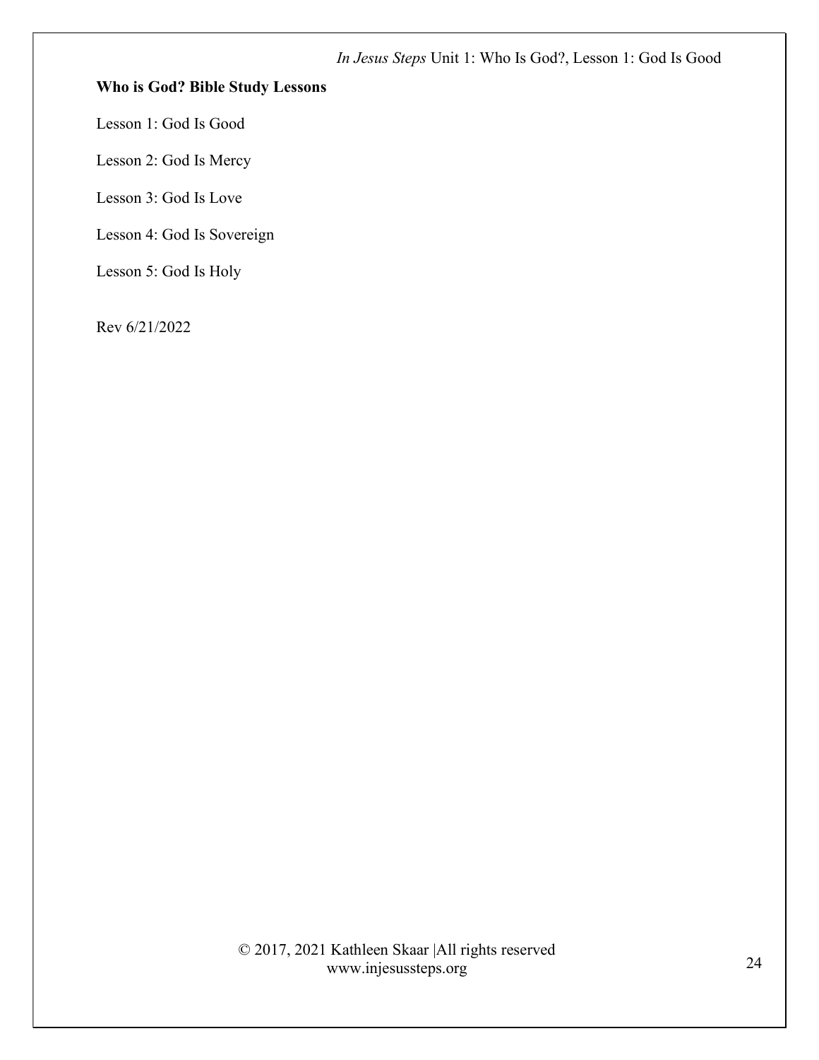**Who is God? Bible Study Lessons**

Lesson 1: God Is Good

Lesson 2: God Is Mercy

Lesson 3: God Is Love

Lesson 4: God Is Sovereign

Lesson 5: God Is Holy

Rev 6/21/2022

© 2017, 2021 Kathleen Skaar |All rights reserved
www.injesussteps.org